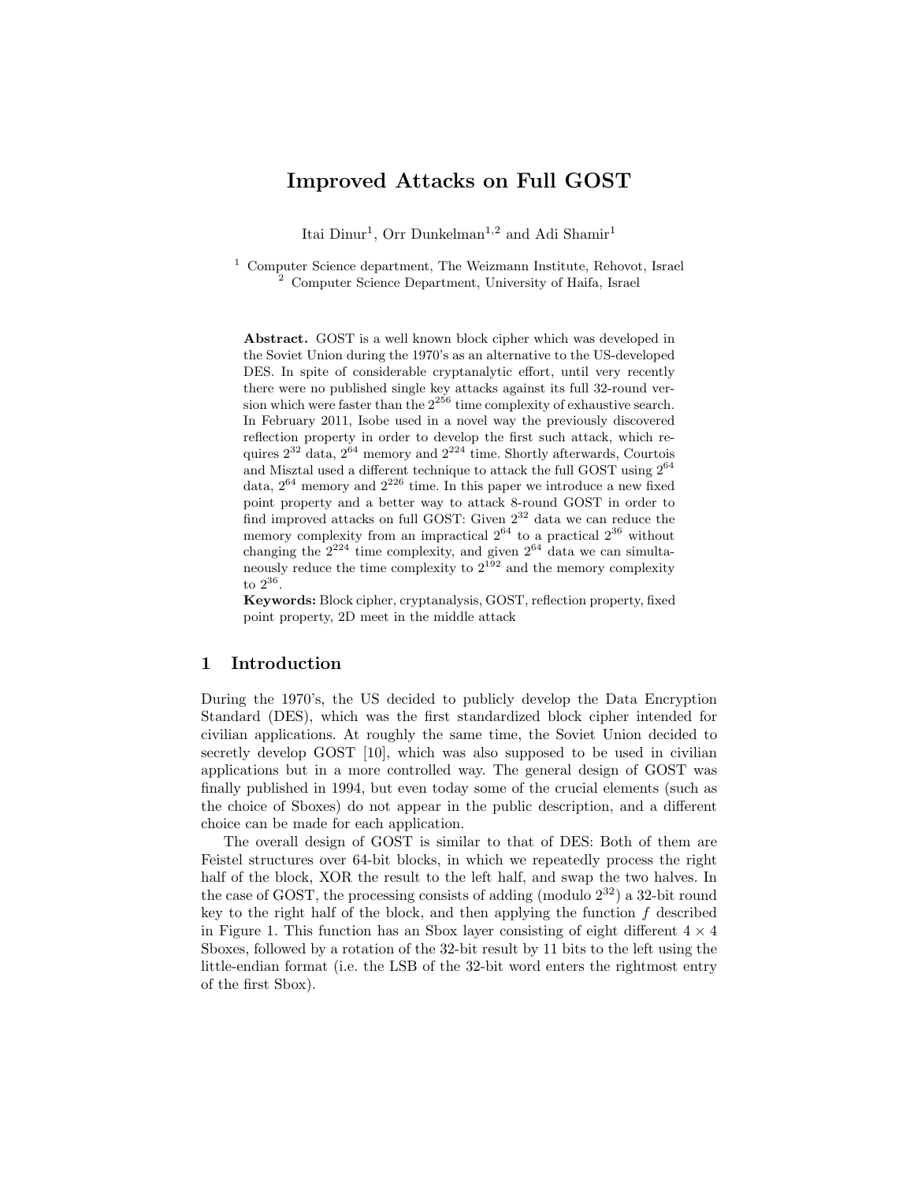# Improved Attacks on Full GOST

Itai Dinur[1], Orr Dunkelman[1,2] and Adi Shamir[1]

[1] Computer Science department, The Weizmann Institute, Rehovot, Israel
[2] Computer Science Department, University of Haifa, Israel

**Abstract.** GOST is a well known block cipher which was developed in the Soviet Union during the 1970's as an alternative to the US-developed DES. In spite of considerable cryptanalytic effort, until very recently there were no published single key attacks against its full 32-round version which were faster than the $2^{256}$ time complexity of exhaustive search. In February 2011, Isobe used in a novel way the previously discovered reflection property in order to develop the first such attack, which requires $2^{32}$ data, $2^{64}$ memory and $2^{224}$ time. Shortly afterwards, Courtois and Misztal used a different technique to attack the full GOST using $2^{64}$ data, $2^{64}$ memory and $2^{226}$ time. In this paper we introduce a new fixed point property and a better way to attack 8-round GOST in order to find improved attacks on full GOST: Given $2^{32}$ data we can reduce the memory complexity from an impractical $2^{64}$ to a practical $2^{36}$ without changing the $2^{224}$ time complexity, and given $2^{64}$ data we can simultaneously reduce the time complexity to $2^{192}$ and the memory complexity to $2^{36}$.

**Keywords:** Block cipher, cryptanalysis, GOST, reflection property, fixed point property, 2D meet in the middle attack

## 1 Introduction

During the 1970's, the US decided to publicly develop the Data Encryption Standard (DES), which was the first standardized block cipher intended for civilian applications. At roughly the same time, the Soviet Union decided to secretly develop GOST [10], which was also supposed to be used in civilian applications but in a more controlled way. The general design of GOST was finally published in 1994, but even today some of the crucial elements (such as the choice of Sboxes) do not appear in the public description, and a different choice can be made for each application.

The overall design of GOST is similar to that of DES: Both of them are Feistel structures over 64-bit blocks, in which we repeatedly process the right half of the block, XOR the result to the left half, and swap the two halves. In the case of GOST, the processing consists of adding (modulo $2^{32}$) a 32-bit round key to the right half of the block, and then applying the function $f$ described in Figure 1. This function has an Sbox layer consisting of eight different $4 \times 4$ Sboxes, followed by a rotation of the 32-bit result by 11 bits to the left using the little-endian format (i.e. the LSB of the 32-bit word enters the rightmost entry of the first Sbox).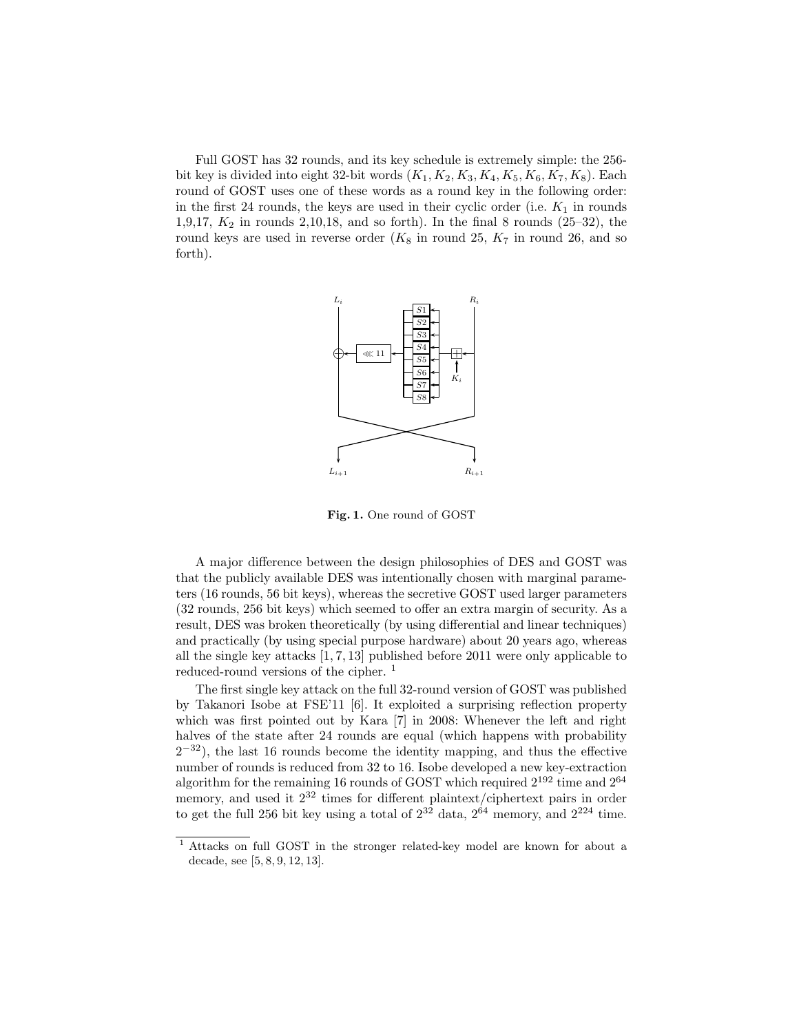Full GOST has 32 rounds, and its key schedule is extremely simple: the 256-bit key is divided into eight 32-bit words $(K_1, K_2, K_3, K_4, K_5, K_6, K_7, K_8)$. Each round of GOST uses one of these words as a round key in the following order: in the first 24 rounds, the keys are used in their cyclic order (i.e. $K_1$ in rounds 1,9,17, $K_2$ in rounds 2,10,18, and so forth). In the final 8 rounds (25–32), the round keys are used in reverse order ($K_8$ in round 25, $K_7$ in round 26, and so forth).

**Fig. 1.** One round of GOST

A major difference between the design philosophies of DES and GOST was that the publicly available DES was intentionally chosen with marginal parameters (16 rounds, 56 bit keys), whereas the secretive GOST used larger parameters (32 rounds, 256 bit keys) which seemed to offer an extra margin of security. As a result, DES was broken theoretically (by using differential and linear techniques) and practically (by using special purpose hardware) about 20 years ago, whereas all the single key attacks [1, 7, 13] published before 2011 were only applicable to reduced-round versions of the cipher. [1]

The first single key attack on the full 32-round version of GOST was published by Takanori Isobe at FSE'11 [6]. It exploited a surprising reflection property which was first pointed out by Kara [7] in 2008: Whenever the left and right halves of the state after 24 rounds are equal (which happens with probability $2^{-32}$), the last 16 rounds become the identity mapping, and thus the effective number of rounds is reduced from 32 to 16. Isobe developed a new key-extraction algorithm for the remaining 16 rounds of GOST which required $2^{192}$ time and $2^{64}$ memory, and used it $2^{32}$ times for different plaintext/ciphertext pairs in order to get the full 256 bit key using a total of $2^{32}$ data, $2^{64}$ memory, and $2^{224}$ time.

[1] Attacks on full GOST in the stronger related-key model are known for about a decade, see [5, 8, 9, 12, 13].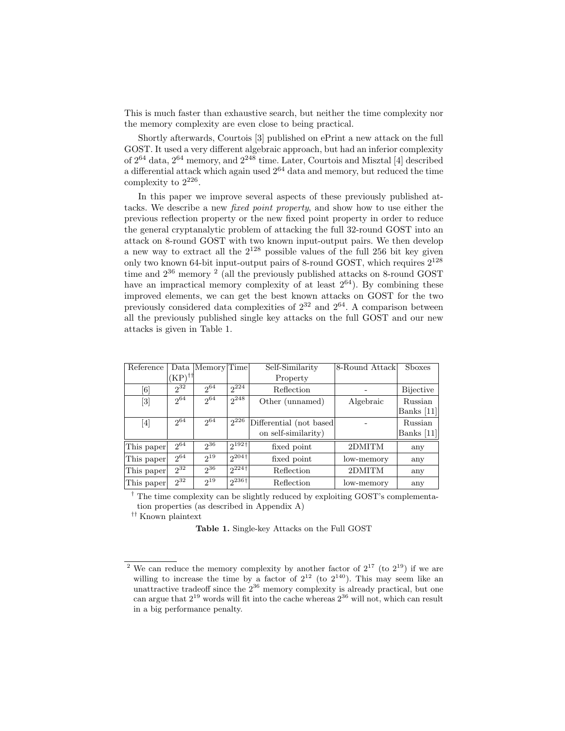This is much faster than exhaustive search, but neither the time complexity nor the memory complexity are even close to being practical.

Shortly afterwards, Courtois [3] published on ePrint a new attack on the full GOST. It used a very different algebraic approach, but had an inferior complexity of $2^{64}$ data, $2^{64}$ memory, and $2^{248}$ time. Later, Courtois and Misztal [4] described a differential attack which again used $2^{64}$ data and memory, but reduced the time complexity to $2^{226}$.

In this paper we improve several aspects of these previously published attacks. We describe a new *fixed point property*, and show how to use either the previous reflection property or the new fixed point property in order to reduce the general cryptanalytic problem of attacking the full 32-round GOST into an attack on 8-round GOST with two known input-output pairs. We then develop a new way to extract all the $2^{128}$ possible values of the full 256 bit key given only two known 64-bit input-output pairs of 8-round GOST, which requires $2^{128}$ time and $2^{36}$ memory [2] (all the previously published attacks on 8-round GOST have an impractical memory complexity of at least $2^{64}$). By combining these improved elements, we can get the best known attacks on GOST for the two previously considered data complexities of $2^{32}$ and $2^{64}$. A comparison between all the previously published single key attacks on the full GOST and our new attacks is given in Table 1.

| Reference | Data (KP)[††] | Memory | Time | Self-Similarity Property | 8-Round Attack | Sboxes |
|---|---|---|---|---|---|---|
| [6] | $2^{32}$ | $2^{64}$ | $2^{224}$ | Reflection | - | Bijective |
| [3] | $2^{64}$ | $2^{64}$ | $2^{248}$ | Other (unnamed) | Algebraic | Russian Banks [11] |
| [4] | $2^{64}$ | $2^{64}$ | $2^{226}$ | Differential (not based on self-similarity) | - | Russian Banks [11] |
| This paper | $2^{64}$ | $2^{36}$ | $2^{192\dagger}$ | fixed point | 2DMITM | any |
| This paper | $2^{64}$ | $2^{19}$ | $2^{204\dagger}$ | fixed point | low-memory | any |
| This paper | $2^{32}$ | $2^{36}$ | $2^{224\dagger}$ | Reflection | 2DMITM | any |
| This paper | $2^{32}$ | $2^{19}$ | $2^{236\dagger}$ | Reflection | low-memory | any |

[†] The time complexity can be slightly reduced by exploiting GOST's complementation properties (as described in Appendix A)

[††] Known plaintext

**Table 1.** Single-key Attacks on the Full GOST

---

[2] We can reduce the memory complexity by another factor of $2^{17}$ (to $2^{19}$) if we are willing to increase the time by a factor of $2^{12}$ (to $2^{140}$). This may seem like an unattractive tradeoff since the $2^{36}$ memory complexity is already practical, but one can argue that $2^{19}$ words will fit into the cache whereas $2^{36}$ will not, which can result in a big performance penalty.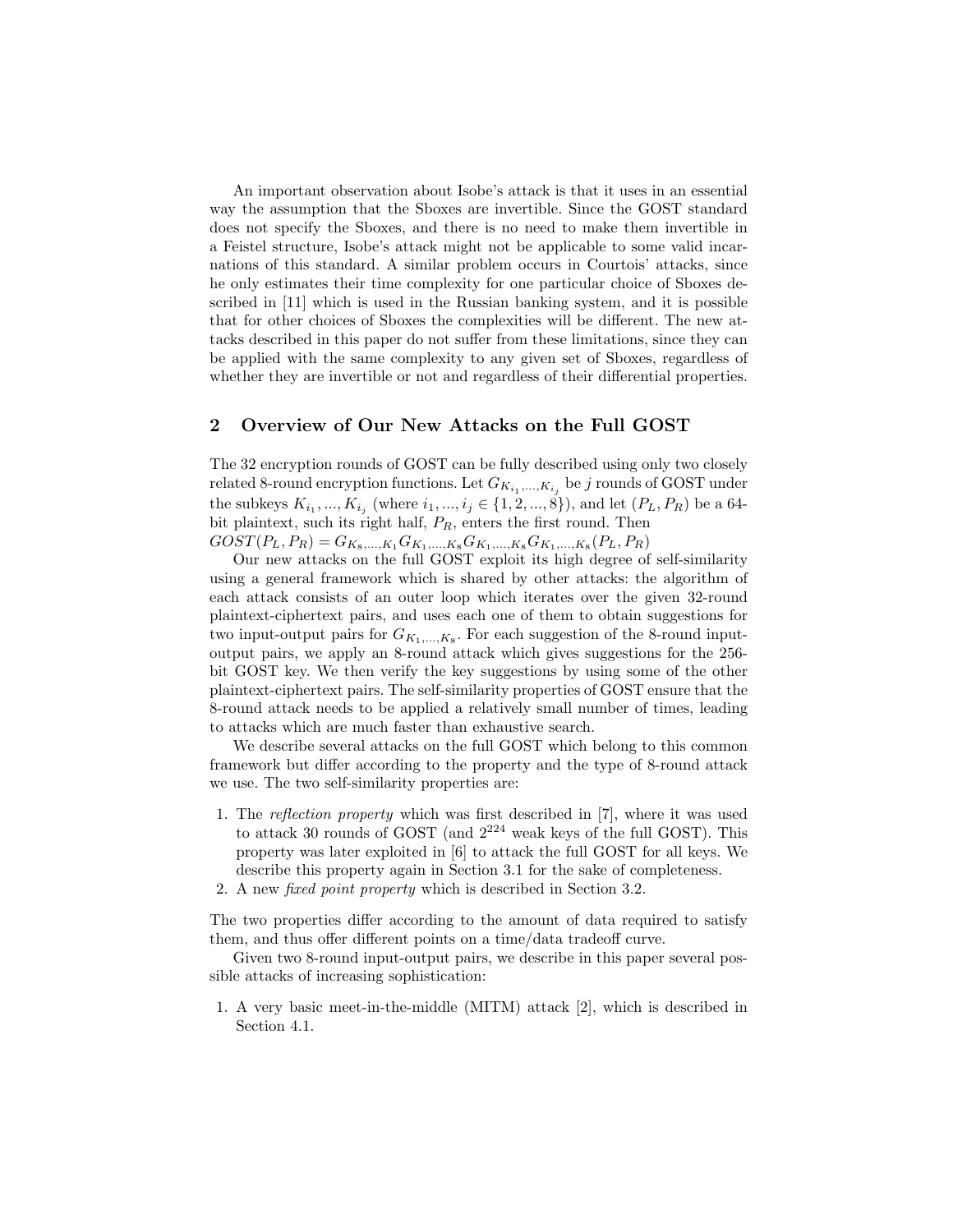An important observation about Isobe's attack is that it uses in an essential way the assumption that the Sboxes are invertible. Since the GOST standard does not specify the Sboxes, and there is no need to make them invertible in a Feistel structure, Isobe's attack might not be applicable to some valid incarnations of this standard. A similar problem occurs in Courtois' attacks, since he only estimates their time complexity for one particular choice of Sboxes described in [11] which is used in the Russian banking system, and it is possible that for other choices of Sboxes the complexities will be different. The new attacks described in this paper do not suffer from these limitations, since they can be applied with the same complexity to any given set of Sboxes, regardless of whether they are invertible or not and regardless of their differential properties.

## 2 Overview of Our New Attacks on the Full GOST

The 32 encryption rounds of GOST can be fully described using only two closely related 8-round encryption functions. Let $G_{K_{i_1},...,K_{i_j}}$ be $j$ rounds of GOST under the subkeys $K_{i_1},...,K_{i_j}$ (where $i_1,...,i_j \in \{1,2,...,8\}$), and let $(P_L, P_R)$ be a 64-bit plaintext, such its right half, $P_R$, enters the first round. Then
$GOST(P_L, P_R) = G_{K_8,...,K_1} G_{K_1,...,K_8} G_{K_1,...,K_8} G_{K_1,...,K_8}(P_L, P_R)$

Our new attacks on the full GOST exploit its high degree of self-similarity using a general framework which is shared by other attacks: the algorithm of each attack consists of an outer loop which iterates over the given 32-round plaintext-ciphertext pairs, and uses each one of them to obtain suggestions for two input-output pairs for $G_{K_1,...,K_8}$. For each suggestion of the 8-round input-output pairs, we apply an 8-round attack which gives suggestions for the 256-bit GOST key. We then verify the key suggestions by using some of the other plaintext-ciphertext pairs. The self-similarity properties of GOST ensure that the 8-round attack needs to be applied a relatively small number of times, leading to attacks which are much faster than exhaustive search.

We describe several attacks on the full GOST which belong to this common framework but differ according to the property and the type of 8-round attack we use. The two self-similarity properties are:

1. The *reflection property* which was first described in [7], where it was used to attack 30 rounds of GOST (and $2^{224}$ weak keys of the full GOST). This property was later exploited in [6] to attack the full GOST for all keys. We describe this property again in Section 3.1 for the sake of completeness.
2. A new *fixed point property* which is described in Section 3.2.

The two properties differ according to the amount of data required to satisfy them, and thus offer different points on a time/data tradeoff curve.

Given two 8-round input-output pairs, we describe in this paper several possible attacks of increasing sophistication:

1. A very basic meet-in-the-middle (MITM) attack [2], which is described in Section 4.1.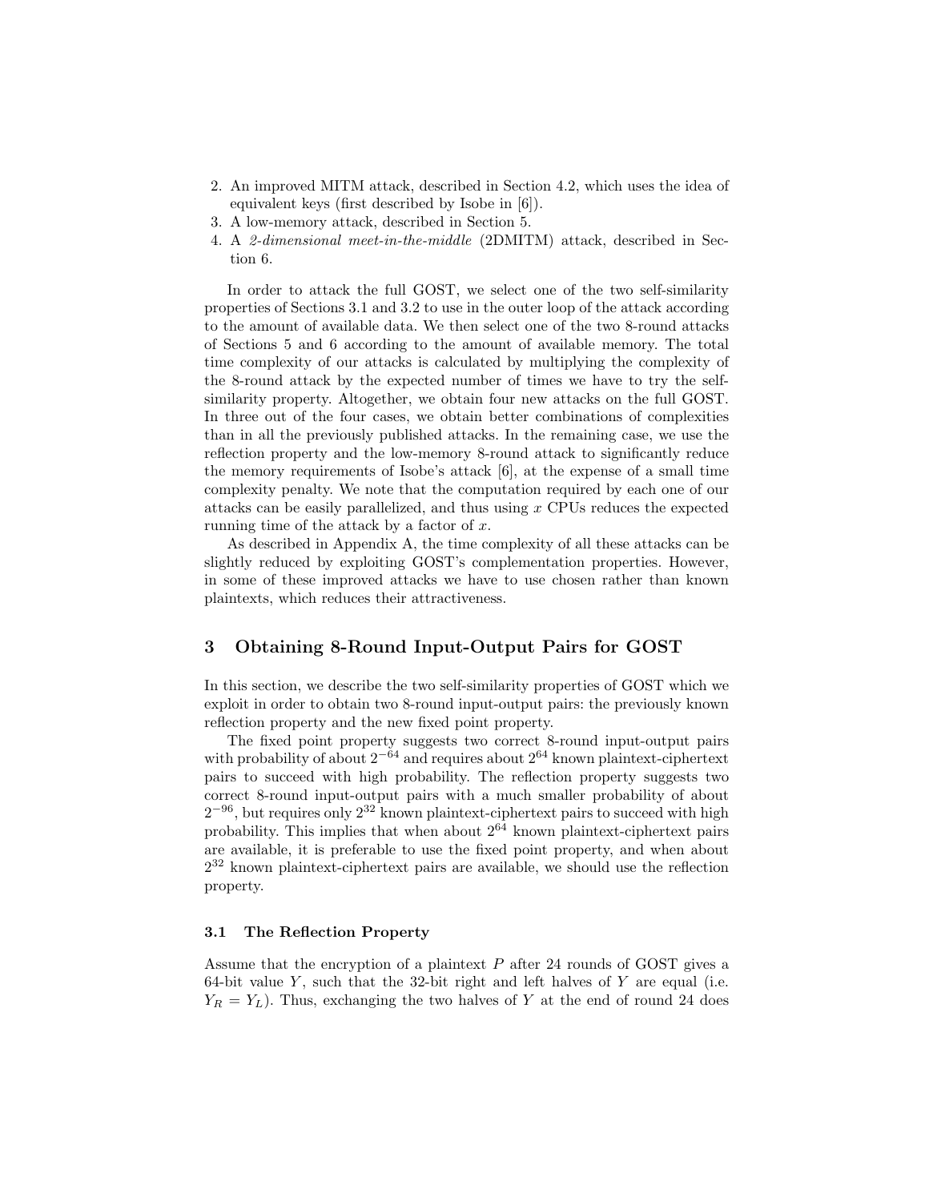2. An improved MITM attack, described in Section 4.2, which uses the idea of equivalent keys (first described by Isobe in [6]).
3. A low-memory attack, described in Section 5.
4. A *2-dimensional meet-in-the-middle* (2DMITM) attack, described in Section 6.

In order to attack the full GOST, we select one of the two self-similarity properties of Sections 3.1 and 3.2 to use in the outer loop of the attack according to the amount of available data. We then select one of the two 8-round attacks of Sections 5 and 6 according to the amount of available memory. The total time complexity of our attacks is calculated by multiplying the complexity of the 8-round attack by the expected number of times we have to try the self-similarity property. Altogether, we obtain four new attacks on the full GOST. In three out of the four cases, we obtain better combinations of complexities than in all the previously published attacks. In the remaining case, we use the reflection property and the low-memory 8-round attack to significantly reduce the memory requirements of Isobe's attack [6], at the expense of a small time complexity penalty. We note that the computation required by each one of our attacks can be easily parallelized, and thus using $x$ CPUs reduces the expected running time of the attack by a factor of $x$.

As described in Appendix A, the time complexity of all these attacks can be slightly reduced by exploiting GOST's complementation properties. However, in some of these improved attacks we have to use chosen rather than known plaintexts, which reduces their attractiveness.

## 3 Obtaining 8-Round Input-Output Pairs for GOST

In this section, we describe the two self-similarity properties of GOST which we exploit in order to obtain two 8-round input-output pairs: the previously known reflection property and the new fixed point property.

The fixed point property suggests two correct 8-round input-output pairs with probability of about $2^{-64}$ and requires about $2^{64}$ known plaintext-ciphertext pairs to succeed with high probability. The reflection property suggests two correct 8-round input-output pairs with a much smaller probability of about $2^{-96}$, but requires only $2^{32}$ known plaintext-ciphertext pairs to succeed with high probability. This implies that when about $2^{64}$ known plaintext-ciphertext pairs are available, it is preferable to use the fixed point property, and when about $2^{32}$ known plaintext-ciphertext pairs are available, we should use the reflection property.

### 3.1 The Reflection Property

Assume that the encryption of a plaintext $P$ after 24 rounds of GOST gives a 64-bit value $Y$, such that the 32-bit right and left halves of $Y$ are equal (i.e. $Y_R = Y_L$). Thus, exchanging the two halves of $Y$ at the end of round 24 does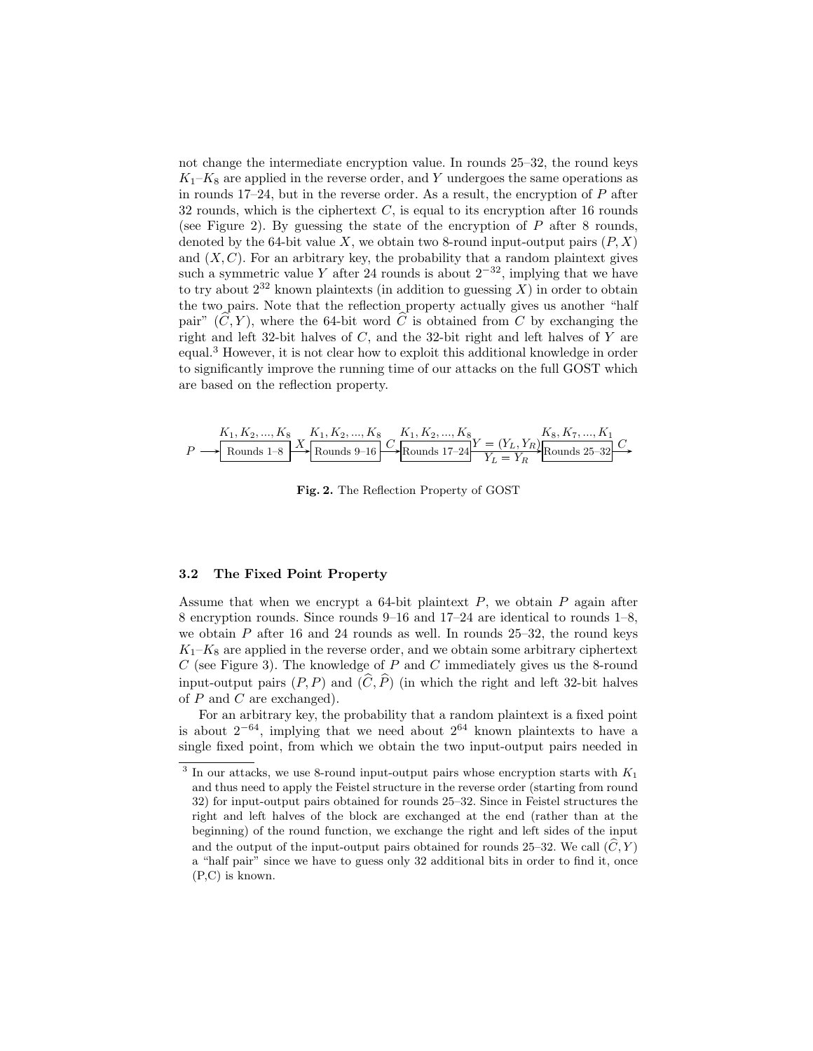not change the intermediate encryption value. In rounds 25–32, the round keys $K_1$–$K_8$ are applied in the reverse order, and $Y$ undergoes the same operations as in rounds 17–24, but in the reverse order. As a result, the encryption of $P$ after 32 rounds, which is the ciphertext $C$, is equal to its encryption after 16 rounds (see Figure 2). By guessing the state of the encryption of $P$ after 8 rounds, denoted by the 64-bit value $X$, we obtain two 8-round input-output pairs $(P, X)$ and $(X, C)$. For an arbitrary key, the probability that a random plaintext gives such a symmetric value $Y$ after 24 rounds is about $2^{-32}$, implying that we have to try about $2^{32}$ known plaintexts (in addition to guessing $X$) in order to obtain the two pairs. Note that the reflection property actually gives us another "half pair" $(\widehat{C}, Y)$, where the 64-bit word $\widehat{C}$ is obtained from $C$ by exchanging the right and left 32-bit halves of $C$, and the 32-bit right and left halves of $Y$ are equal.[3] However, it is not clear how to exploit this additional knowledge in order to significantly improve the running time of our attacks on the full GOST which are based on the reflection property.

$$P \longrightarrow \boxed{\text{Rounds 1–8}}^{K_1, K_2, ..., K_8} \xrightarrow{X} \boxed{\text{Rounds 9–16}}^{K_1, K_2, ..., K_8} \xrightarrow{C} \boxed{\text{Rounds 17–24}}^{K_1, K_2, ..., K_8} \xrightarrow[Y_L = Y_R]{Y = (Y_L, Y_R)} \boxed{\text{Rounds 25–32}}^{K_8, K_7, ..., K_1} \xrightarrow{C}$$

**Fig. 2.** The Reflection Property of GOST

### 3.2 The Fixed Point Property

Assume that when we encrypt a 64-bit plaintext $P$, we obtain $P$ again after 8 encryption rounds. Since rounds 9–16 and 17–24 are identical to rounds 1–8, we obtain $P$ after 16 and 24 rounds as well. In rounds 25–32, the round keys $K_1$–$K_8$ are applied in the reverse order, and we obtain some arbitrary ciphertext $C$ (see Figure 3). The knowledge of $P$ and $C$ immediately gives us the 8-round input-output pairs $(P, P)$ and $(\widehat{C}, \widehat{P})$ (in which the right and left 32-bit halves of $P$ and $C$ are exchanged).

For an arbitrary key, the probability that a random plaintext is a fixed point is about $2^{-64}$, implying that we need about $2^{64}$ known plaintexts to have a single fixed point, from which we obtain the two input-output pairs needed in

---

[3] In our attacks, we use 8-round input-output pairs whose encryption starts with $K_1$ and thus need to apply the Feistel structure in the reverse order (starting from round 32) for input-output pairs obtained for rounds 25–32. Since in Feistel structures the right and left halves of the block are exchanged at the end (rather than at the beginning) of the round function, we exchange the right and left sides of the input and the output of the input-output pairs obtained for rounds 25–32. We call $(\widehat{C}, Y)$ a "half pair" since we have to guess only 32 additional bits in order to find it, once (P,C) is known.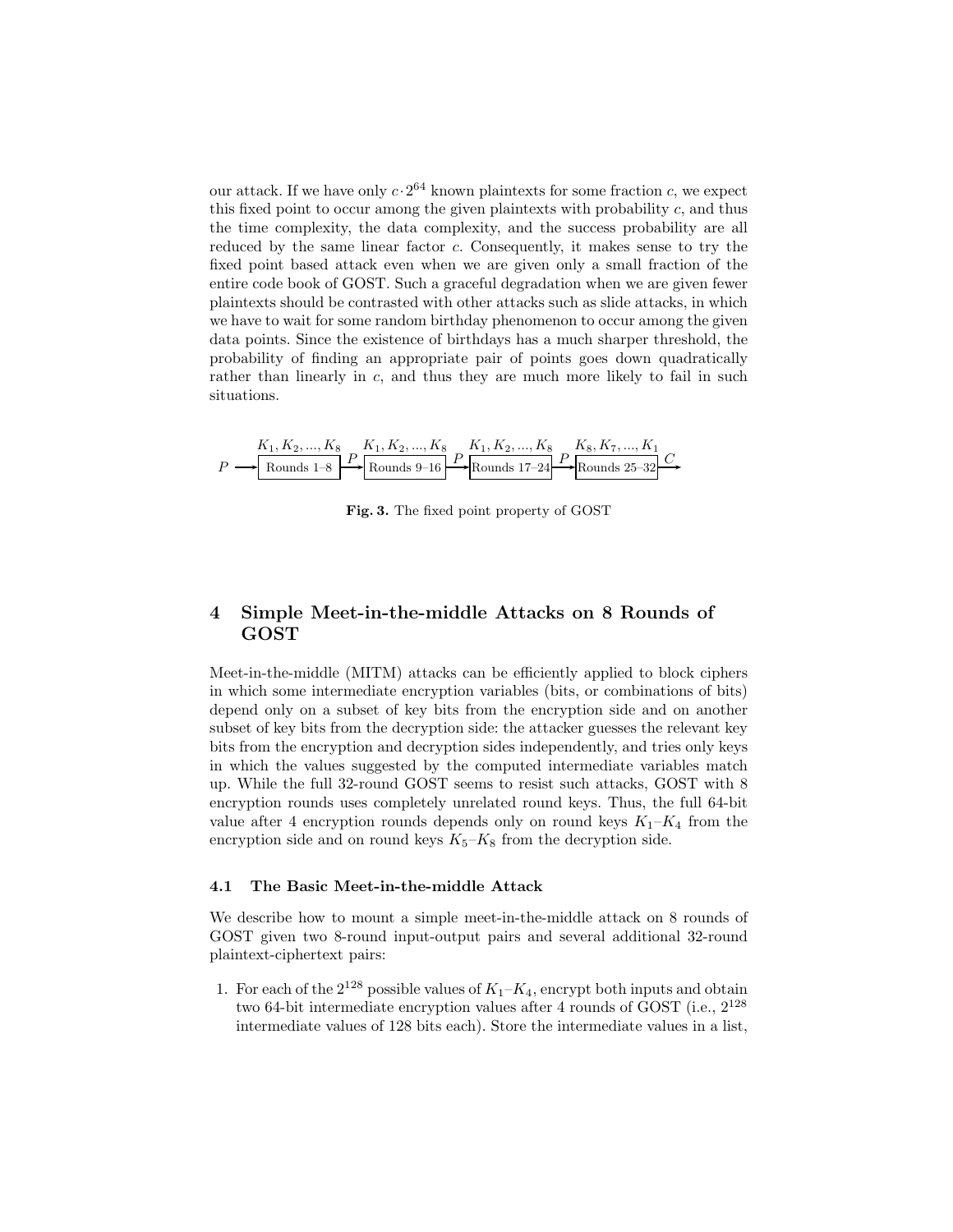our attack. If we have only $c \cdot 2^{64}$ known plaintexts for some fraction $c$, we expect this fixed point to occur among the given plaintexts with probability $c$, and thus the time complexity, the data complexity, and the success probability are all reduced by the same linear factor $c$. Consequently, it makes sense to try the fixed point based attack even when we are given only a small fraction of the entire code book of GOST. Such a graceful degradation when we are given fewer plaintexts should be contrasted with other attacks such as slide attacks, in which we have to wait for some random birthday phenomenon to occur among the given data points. Since the existence of birthdays has a much sharper threshold, the probability of finding an appropriate pair of points goes down quadratically rather than linearly in $c$, and thus they are much more likely to fail in such situations.

$$P \longrightarrow \underset{\text{Rounds 1–8}}{\boxed{K_1, K_2, ..., K_8}} \xrightarrow{P} \underset{\text{Rounds 9–16}}{\boxed{K_1, K_2, ..., K_8}} \xrightarrow{P} \underset{\text{Rounds 17–24}}{\boxed{K_1, K_2, ..., K_8}} \xrightarrow{P} \underset{\text{Rounds 25–32}}{\boxed{K_8, K_7, ..., K_1}} \xrightarrow{C}$$

**Fig. 3.** The fixed point property of GOST

## 4 Simple Meet-in-the-middle Attacks on 8 Rounds of GOST

Meet-in-the-middle (MITM) attacks can be efficiently applied to block ciphers in which some intermediate encryption variables (bits, or combinations of bits) depend only on a subset of key bits from the encryption side and on another subset of key bits from the decryption side: the attacker guesses the relevant key bits from the encryption and decryption sides independently, and tries only keys in which the values suggested by the computed intermediate variables match up. While the full 32-round GOST seems to resist such attacks, GOST with 8 encryption rounds uses completely unrelated round keys. Thus, the full 64-bit value after 4 encryption rounds depends only on round keys $K_1$–$K_4$ from the encryption side and on round keys $K_5$–$K_8$ from the decryption side.

### 4.1 The Basic Meet-in-the-middle Attack

We describe how to mount a simple meet-in-the-middle attack on 8 rounds of GOST given two 8-round input-output pairs and several additional 32-round plaintext-ciphertext pairs:

1. For each of the $2^{128}$ possible values of $K_1$–$K_4$, encrypt both inputs and obtain two 64-bit intermediate encryption values after 4 rounds of GOST (i.e., $2^{128}$ intermediate values of 128 bits each). Store the intermediate values in a list,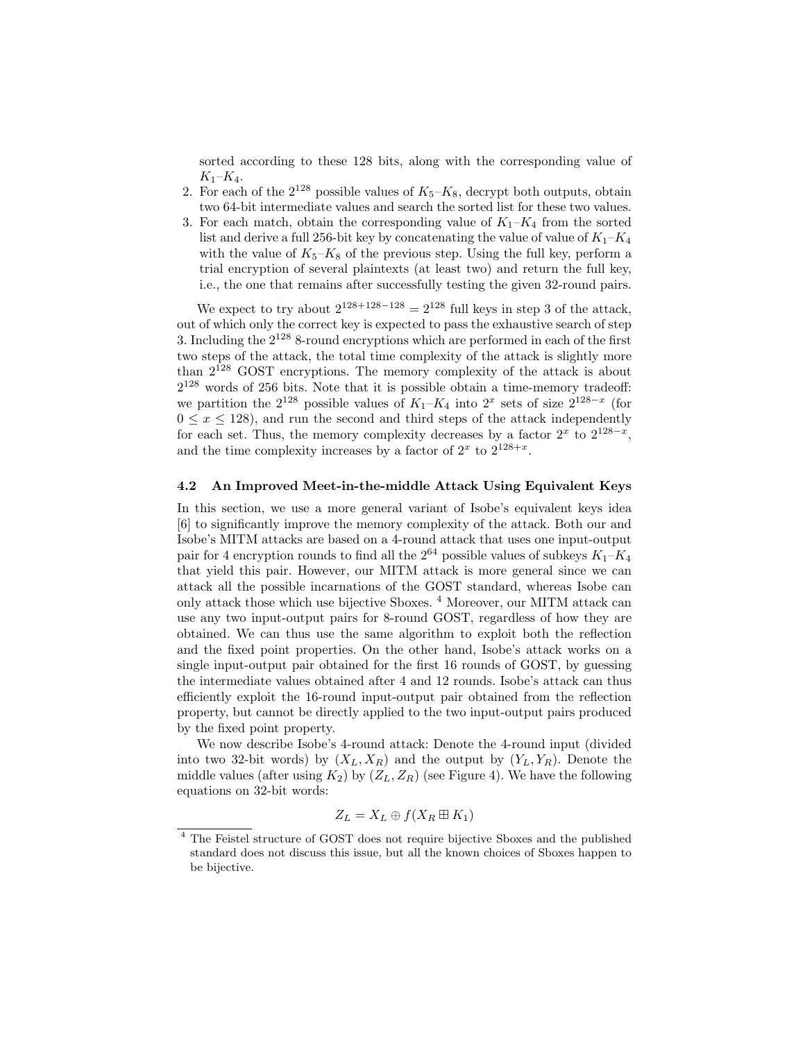sorted according to these 128 bits, along with the corresponding value of $K_1$–$K_4$.

2. For each of the $2^{128}$ possible values of $K_5$–$K_8$, decrypt both outputs, obtain two 64-bit intermediate values and search the sorted list for these two values.
3. For each match, obtain the corresponding value of $K_1$–$K_4$ from the sorted list and derive a full 256-bit key by concatenating the value of value of $K_1$–$K_4$ with the value of $K_5$–$K_8$ of the previous step. Using the full key, perform a trial encryption of several plaintexts (at least two) and return the full key, i.e., the one that remains after successfully testing the given 32-round pairs.

We expect to try about $2^{128+128-128} = 2^{128}$ full keys in step 3 of the attack, out of which only the correct key is expected to pass the exhaustive search of step 3. Including the $2^{128}$ 8-round encryptions which are performed in each of the first two steps of the attack, the total time complexity of the attack is slightly more than $2^{128}$ GOST encryptions. The memory complexity of the attack is about $2^{128}$ words of 256 bits. Note that it is possible obtain a time-memory tradeoff: we partition the $2^{128}$ possible values of $K_1$–$K_4$ into $2^x$ sets of size $2^{128-x}$ (for $0 \leq x \leq 128$), and run the second and third steps of the attack independently for each set. Thus, the memory complexity decreases by a factor $2^x$ to $2^{128-x}$, and the time complexity increases by a factor of $2^x$ to $2^{128+x}$.

### 4.2 An Improved Meet-in-the-middle Attack Using Equivalent Keys

In this section, we use a more general variant of Isobe's equivalent keys idea [6] to significantly improve the memory complexity of the attack. Both our and Isobe's MITM attacks are based on a 4-round attack that uses one input-output pair for 4 encryption rounds to find all the $2^{64}$ possible values of subkeys $K_1$–$K_4$ that yield this pair. However, our MITM attack is more general since we can attack all the possible incarnations of the GOST standard, whereas Isobe can only attack those which use bijective Sboxes. [4] Moreover, our MITM attack can use any two input-output pairs for 8-round GOST, regardless of how they are obtained. We can thus use the same algorithm to exploit both the reflection and the fixed point properties. On the other hand, Isobe's attack works on a single input-output pair obtained for the first 16 rounds of GOST, by guessing the intermediate values obtained after 4 and 12 rounds. Isobe's attack can thus efficiently exploit the 16-round input-output pair obtained from the reflection property, but cannot be directly applied to the two input-output pairs produced by the fixed point property.

We now describe Isobe's 4-round attack: Denote the 4-round input (divided into two 32-bit words) by $(X_L, X_R)$ and the output by $(Y_L, Y_R)$. Denote the middle values (after using $K_2$) by $(Z_L, Z_R)$ (see Figure 4). We have the following equations on 32-bit words:

$$Z_L = X_L \oplus f(X_R \boxplus K_1)$$

[4] The Feistel structure of GOST does not require bijective Sboxes and the published standard does not discuss this issue, but all the known choices of Sboxes happen to be bijective.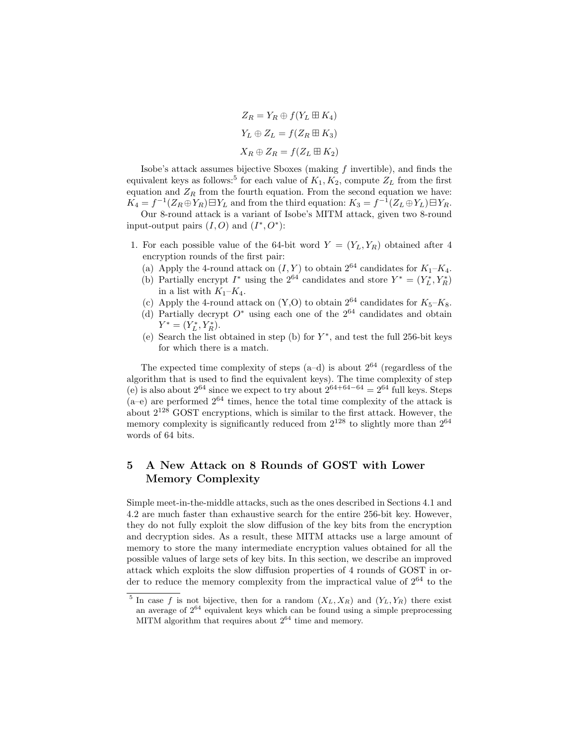$$Z_R = Y_R \oplus f(Y_L \boxplus K_4)$$

$$Y_L \oplus Z_L = f(Z_R \boxplus K_3)$$

$$X_R \oplus Z_R = f(Z_L \boxplus K_2)$$

Isobe's attack assumes bijective Sboxes (making $f$ invertible), and finds the equivalent keys as follows:[5] for each value of $K_1, K_2$, compute $Z_L$ from the first equation and $Z_R$ from the fourth equation. From the second equation we have: $K_4 = f^{-1}(Z_R \oplus Y_R) \boxminus Y_L$ and from the third equation: $K_3 = f^{-1}(Z_L \oplus Y_L) \boxminus Y_R$.

Our 8-round attack is a variant of Isobe's MITM attack, given two 8-round input-output pairs $(I, O)$ and $(I^*, O^*)$:

1. For each possible value of the 64-bit word $Y = (Y_L, Y_R)$ obtained after 4 encryption rounds of the first pair:
   (a) Apply the 4-round attack on $(I, Y)$ to obtain $2^{64}$ candidates for $K_1$–$K_4$.
   (b) Partially encrypt $I^*$ using the $2^{64}$ candidates and store $Y^* = (Y_L^*, Y_R^*)$ in a list with $K_1$–$K_4$.
   (c) Apply the 4-round attack on (Y,O) to obtain $2^{64}$ candidates for $K_5$–$K_8$.
   (d) Partially decrypt $O^*$ using each one of the $2^{64}$ candidates and obtain $Y^* = (Y_L^*, Y_R^*)$.
   (e) Search the list obtained in step (b) for $Y^*$, and test the full 256-bit keys for which there is a match.

The expected time complexity of steps (a–d) is about $2^{64}$ (regardless of the algorithm that is used to find the equivalent keys). The time complexity of step (e) is also about $2^{64}$ since we expect to try about $2^{64+64-64} = 2^{64}$ full keys. Steps (a–e) are performed $2^{64}$ times, hence the total time complexity of the attack is about $2^{128}$ GOST encryptions, which is similar to the first attack. However, the memory complexity is significantly reduced from $2^{128}$ to slightly more than $2^{64}$ words of 64 bits.

## 5 A New Attack on 8 Rounds of GOST with Lower Memory Complexity

Simple meet-in-the-middle attacks, such as the ones described in Sections 4.1 and 4.2 are much faster than exhaustive search for the entire 256-bit key. However, they do not fully exploit the slow diffusion of the key bits from the encryption and decryption sides. As a result, these MITM attacks use a large amount of memory to store the many intermediate encryption values obtained for all the possible values of large sets of key bits. In this section, we describe an improved attack which exploits the slow diffusion properties of 4 rounds of GOST in order to reduce the memory complexity from the impractical value of $2^{64}$ to the

[5] In case $f$ is not bijective, then for a random $(X_L, X_R)$ and $(Y_L, Y_R)$ there exist an average of $2^{64}$ equivalent keys which can be found using a simple preprocessing MITM algorithm that requires about $2^{64}$ time and memory.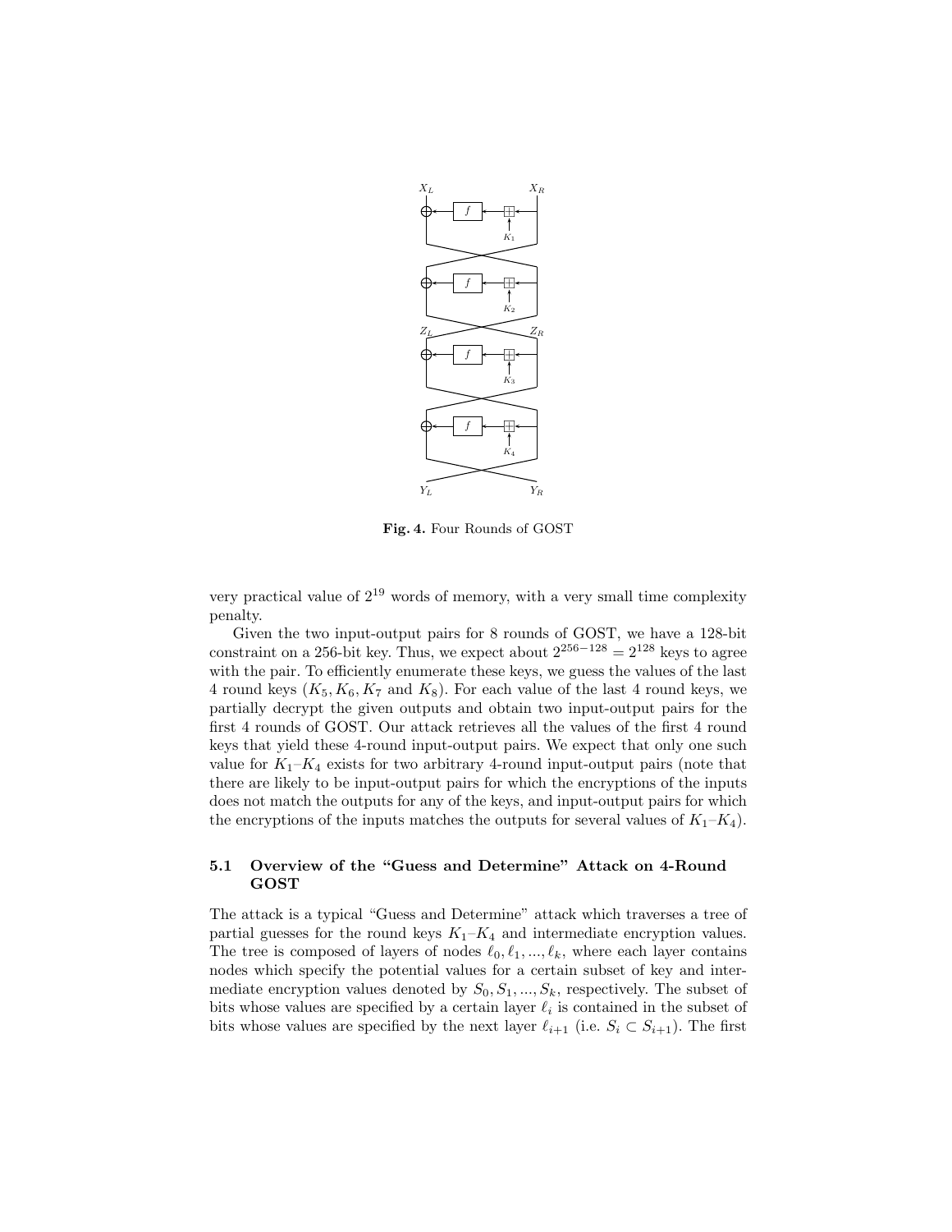**Fig. 4.** Four Rounds of GOST

very practical value of $2^{19}$ words of memory, with a very small time complexity penalty.

Given the two input-output pairs for 8 rounds of GOST, we have a 128-bit constraint on a 256-bit key. Thus, we expect about $2^{256-128} = 2^{128}$ keys to agree with the pair. To efficiently enumerate these keys, we guess the values of the last 4 round keys ($K_5, K_6, K_7$ and $K_8$). For each value of the last 4 round keys, we partially decrypt the given outputs and obtain two input-output pairs for the first 4 rounds of GOST. Our attack retrieves all the values of the first 4 round keys that yield these 4-round input-output pairs. We expect that only one such value for $K_1$–$K_4$ exists for two arbitrary 4-round input-output pairs (note that there are likely to be input-output pairs for which the encryptions of the inputs does not match the outputs for any of the keys, and input-output pairs for which the encryptions of the inputs matches the outputs for several values of $K_1$–$K_4$).

### 5.1 Overview of the "Guess and Determine" Attack on 4-Round GOST

The attack is a typical "Guess and Determine" attack which traverses a tree of partial guesses for the round keys $K_1$–$K_4$ and intermediate encryption values. The tree is composed of layers of nodes $\ell_0, \ell_1, ..., \ell_k$, where each layer contains nodes which specify the potential values for a certain subset of key and intermediate encryption values denoted by $S_0, S_1, ..., S_k$, respectively. The subset of bits whose values are specified by a certain layer $\ell_i$ is contained in the subset of bits whose values are specified by the next layer $\ell_{i+1}$ (i.e. $S_i \subset S_{i+1}$). The first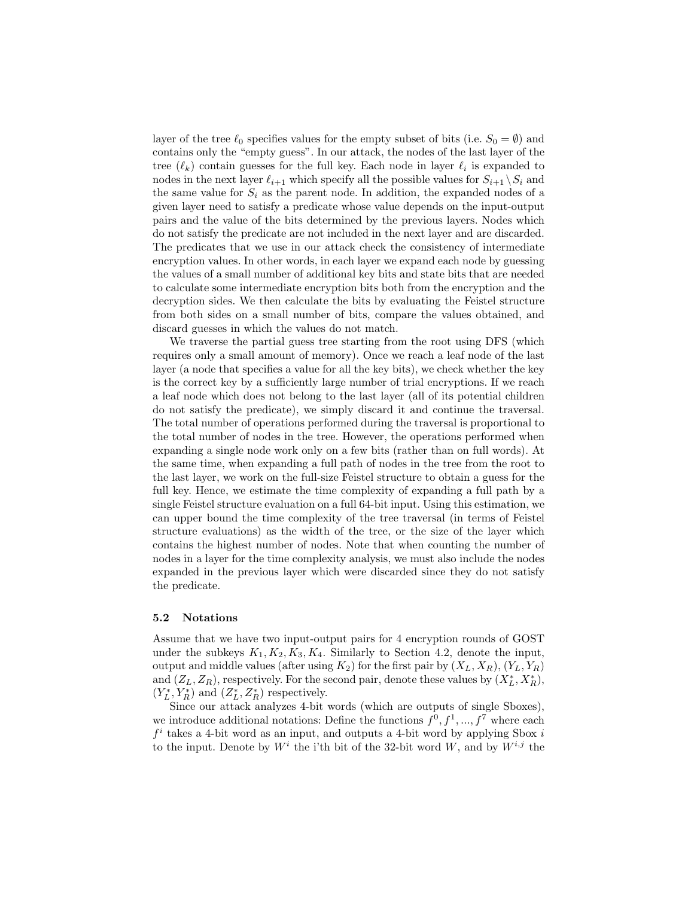layer of the tree $\ell_0$ specifies values for the empty subset of bits (i.e. $S_0 = \emptyset$) and contains only the "empty guess". In our attack, the nodes of the last layer of the tree ($\ell_k$) contain guesses for the full key. Each node in layer $\ell_i$ is expanded to nodes in the next layer $\ell_{i+1}$ which specify all the possible values for $S_{i+1} \setminus S_i$ and the same value for $S_i$ as the parent node. In addition, the expanded nodes of a given layer need to satisfy a predicate whose value depends on the input-output pairs and the value of the bits determined by the previous layers. Nodes which do not satisfy the predicate are not included in the next layer and are discarded. The predicates that we use in our attack check the consistency of intermediate encryption values. In other words, in each layer we expand each node by guessing the values of a small number of additional key bits and state bits that are needed to calculate some intermediate encryption bits both from the encryption and the decryption sides. We then calculate the bits by evaluating the Feistel structure from both sides on a small number of bits, compare the values obtained, and discard guesses in which the values do not match.

We traverse the partial guess tree starting from the root using DFS (which requires only a small amount of memory). Once we reach a leaf node of the last layer (a node that specifies a value for all the key bits), we check whether the key is the correct key by a sufficiently large number of trial encryptions. If we reach a leaf node which does not belong to the last layer (all of its potential children do not satisfy the predicate), we simply discard it and continue the traversal. The total number of operations performed during the traversal is proportional to the total number of nodes in the tree. However, the operations performed when expanding a single node work only on a few bits (rather than on full words). At the same time, when expanding a full path of nodes in the tree from the root to the last layer, we work on the full-size Feistel structure to obtain a guess for the full key. Hence, we estimate the time complexity of expanding a full path by a single Feistel structure evaluation on a full 64-bit input. Using this estimation, we can upper bound the time complexity of the tree traversal (in terms of Feistel structure evaluations) as the width of the tree, or the size of the layer which contains the highest number of nodes. Note that when counting the number of nodes in a layer for the time complexity analysis, we must also include the nodes expanded in the previous layer which were discarded since they do not satisfy the predicate.

### 5.2 Notations

Assume that we have two input-output pairs for 4 encryption rounds of GOST under the subkeys $K_1, K_2, K_3, K_4$. Similarly to Section 4.2, denote the input, output and middle values (after using $K_2$) for the first pair by $(X_L, X_R)$, $(Y_L, Y_R)$ and $(Z_L, Z_R)$, respectively. For the second pair, denote these values by $(X_L^*, X_R^*)$, $(Y_L^*, Y_R^*)$ and $(Z_L^*, Z_R^*)$ respectively.

Since our attack analyzes 4-bit words (which are outputs of single Sboxes), we introduce additional notations: Define the functions $f^0, f^1, ..., f^7$ where each $f^i$ takes a 4-bit word as an input, and outputs a 4-bit word by applying Sbox $i$ to the input. Denote by $W^i$ the i'th bit of the 32-bit word $W$, and by $W^{i,j}$ the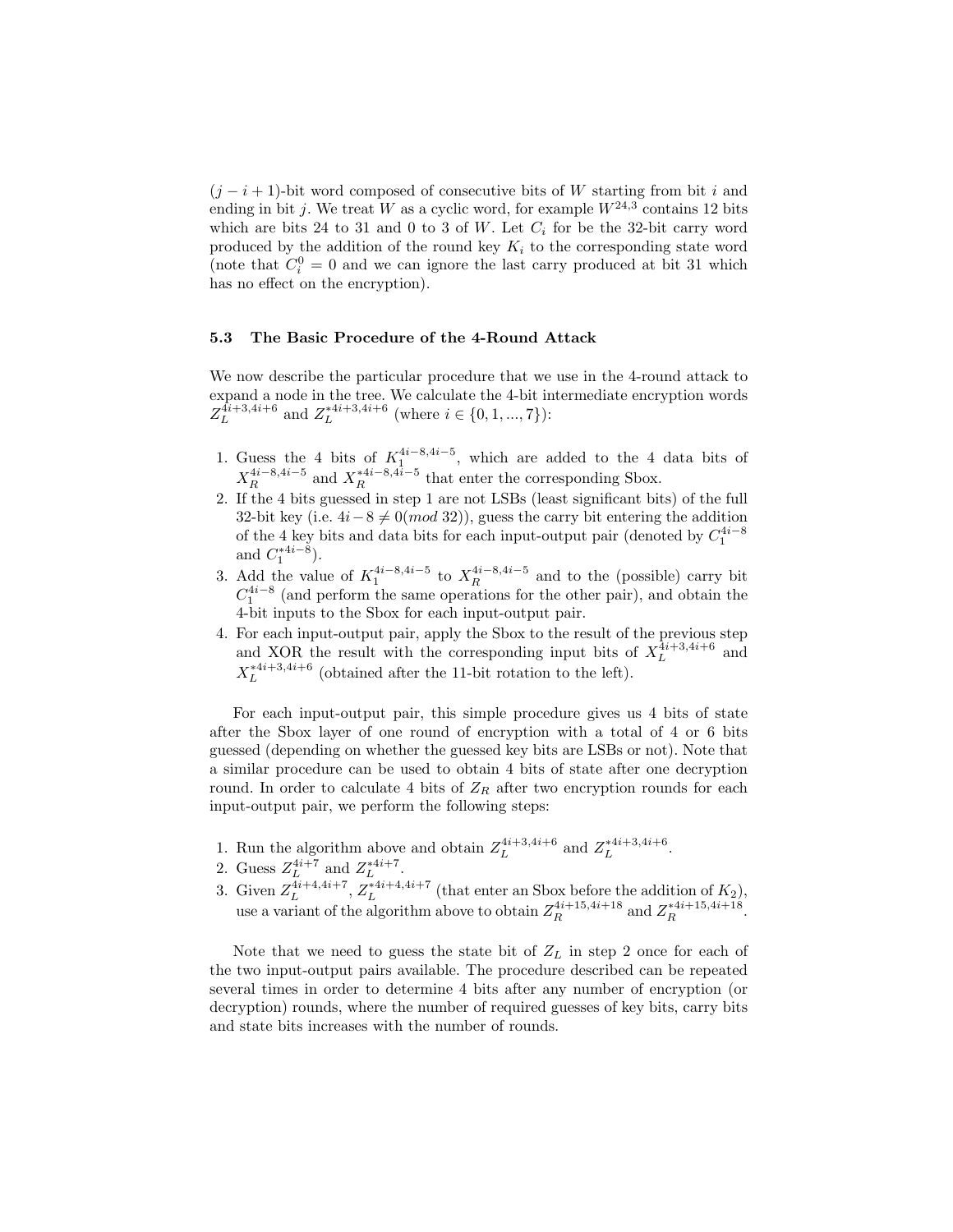$(j-i+1)$-bit word composed of consecutive bits of $W$ starting from bit $i$ and ending in bit $j$. We treat $W$ as a cyclic word, for example $W^{24,3}$ contains 12 bits which are bits 24 to 31 and 0 to 3 of $W$. Let $C_i$ for be the 32-bit carry word produced by the addition of the round key $K_i$ to the corresponding state word (note that $C_i^0 = 0$ and we can ignore the last carry produced at bit 31 which has no effect on the encryption).

### 5.3 The Basic Procedure of the 4-Round Attack

We now describe the particular procedure that we use in the 4-round attack to expand a node in the tree. We calculate the 4-bit intermediate encryption words $Z_L^{4i+3,4i+6}$ and $Z_L^{*4i+3,4i+6}$ (where $i \in \{0,1,...,7\}$):

1. Guess the 4 bits of $K_1^{4i-8,4i-5}$, which are added to the 4 data bits of $X_R^{4i-8,4i-5}$ and $X_R^{*4i-8,4i-5}$ that enter the corresponding Sbox.
2. If the 4 bits guessed in step 1 are not LSBs (least significant bits) of the full 32-bit key (i.e. $4i-8 \neq 0 (mod\ 32)$), guess the carry bit entering the addition of the 4 key bits and data bits for each input-output pair (denoted by $C_1^{4i-8}$ and $C_1^{*4i-8}$).
3. Add the value of $K_1^{4i-8,4i-5}$ to $X_R^{4i-8,4i-5}$ and to the (possible) carry bit $C_1^{4i-8}$ (and perform the same operations for the other pair), and obtain the 4-bit inputs to the Sbox for each input-output pair.
4. For each input-output pair, apply the Sbox to the result of the previous step and XOR the result with the corresponding input bits of $X_L^{4i+3,4i+6}$ and $X_L^{*4i+3,4i+6}$ (obtained after the 11-bit rotation to the left).

For each input-output pair, this simple procedure gives us 4 bits of state after the Sbox layer of one round of encryption with a total of 4 or 6 bits guessed (depending on whether the guessed key bits are LSBs or not). Note that a similar procedure can be used to obtain 4 bits of state after one decryption round. In order to calculate 4 bits of $Z_R$ after two encryption rounds for each input-output pair, we perform the following steps:

1. Run the algorithm above and obtain $Z_L^{4i+3,4i+6}$ and $Z_L^{*4i+3,4i+6}$.
2. Guess $Z_L^{4i+7}$ and $Z_L^{*4i+7}$.
3. Given $Z_L^{4i+4,4i+7}$, $Z_L^{*4i+4,4i+7}$ (that enter an Sbox before the addition of $K_2$), use a variant of the algorithm above to obtain $Z_R^{4i+15,4i+18}$ and $Z_R^{*4i+15,4i+18}$.

Note that we need to guess the state bit of $Z_L$ in step 2 once for each of the two input-output pairs available. The procedure described can be repeated several times in order to determine 4 bits after any number of encryption (or decryption) rounds, where the number of required guesses of key bits, carry bits and state bits increases with the number of rounds.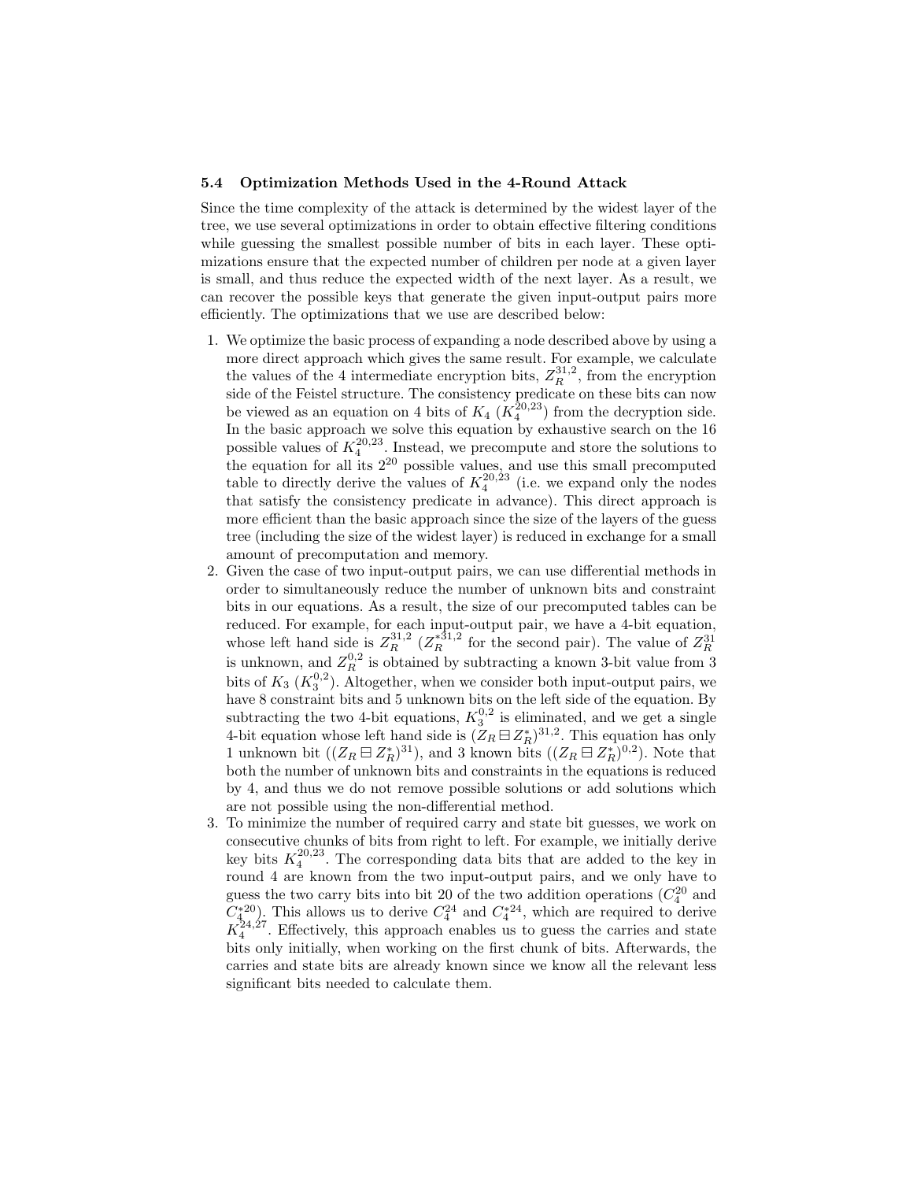### 5.4 Optimization Methods Used in the 4-Round Attack

Since the time complexity of the attack is determined by the widest layer of the tree, we use several optimizations in order to obtain effective filtering conditions while guessing the smallest possible number of bits in each layer. These optimizations ensure that the expected number of children per node at a given layer is small, and thus reduce the expected width of the next layer. As a result, we can recover the possible keys that generate the given input-output pairs more efficiently. The optimizations that we use are described below:

1. We optimize the basic process of expanding a node described above by using a more direct approach which gives the same result. For example, we calculate the values of the 4 intermediate encryption bits, $Z_R^{31,2}$, from the encryption side of the Feistel structure. The consistency predicate on these bits can now be viewed as an equation on 4 bits of $K_4$ ($K_4^{20,23}$) from the decryption side. In the basic approach we solve this equation by exhaustive search on the 16 possible values of $K_4^{20,23}$. Instead, we precompute and store the solutions to the equation for all its $2^{20}$ possible values, and use this small precomputed table to directly derive the values of $K_4^{20,23}$ (i.e. we expand only the nodes that satisfy the consistency predicate in advance). This direct approach is more efficient than the basic approach since the size of the layers of the guess tree (including the size of the widest layer) is reduced in exchange for a small amount of precomputation and memory.
2. Given the case of two input-output pairs, we can use differential methods in order to simultaneously reduce the number of unknown bits and constraint bits in our equations. As a result, the size of our precomputed tables can be reduced. For example, for each input-output pair, we have a 4-bit equation, whose left hand side is $Z_R^{31,2}$ ($Z_R^{*31,2}$ for the second pair). The value of $Z_R^{31}$ is unknown, and $Z_R^{0,2}$ is obtained by subtracting a known 3-bit value from 3 bits of $K_3$ ($K_3^{0,2}$). Altogether, when we consider both input-output pairs, we have 8 constraint bits and 5 unknown bits on the left side of the equation. By subtracting the two 4-bit equations, $K_3^{0,2}$ is eliminated, and we get a single 4-bit equation whose left hand side is $(Z_R \boxminus Z_R^*)^{31,2}$. This equation has only 1 unknown bit ($(Z_R \boxminus Z_R^*)^{31}$), and 3 known bits ($(Z_R \boxminus Z_R^*)^{0,2}$). Note that both the number of unknown bits and constraints in the equations is reduced by 4, and thus we do not remove possible solutions or add solutions which are not possible using the non-differential method.
3. To minimize the number of required carry and state bit guesses, we work on consecutive chunks of bits from right to left. For example, we initially derive key bits $K_4^{20,23}$. The corresponding data bits that are added to the key in round 4 are known from the two input-output pairs, and we only have to guess the two carry bits into bit 20 of the two addition operations ($C_4^{20}$ and $C_4^{*20}$). This allows us to derive $C_4^{24}$ and $C_4^{*24}$, which are required to derive $K_4^{24,27}$. Effectively, this approach enables us to guess the carries and state bits only initially, when working on the first chunk of bits. Afterwards, the carries and state bits are already known since we know all the relevant less significant bits needed to calculate them.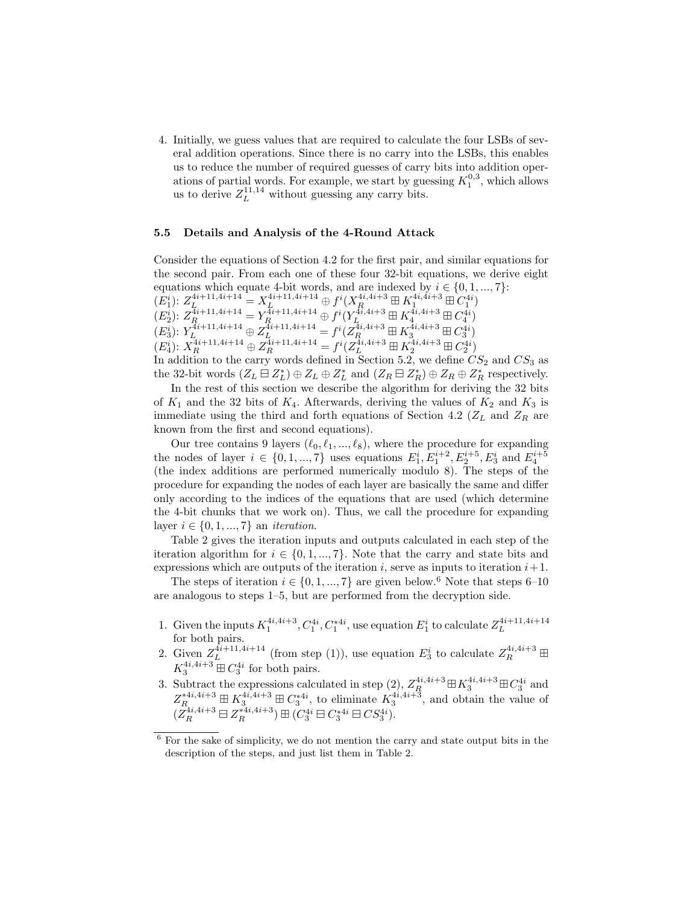4. Initially, we guess values that are required to calculate the four LSBs of several addition operations. Since there is no carry into the LSBs, this enables us to reduce the number of required guesses of carry bits into addition operations of partial words. For example, we start by guessing $K_1^{0,3}$, which allows us to derive $Z_L^{11,14}$ without guessing any carry bits.

### 5.5 Details and Analysis of the 4-Round Attack

Consider the equations of Section 4.2 for the first pair, and similar equations for the second pair. From each one of these four 32-bit equations, we derive eight equations which equate 4-bit words, and are indexed by $i \in \{0, 1, ..., 7\}$:

($E_1^i$): $Z_L^{4i+11,4i+14} = X_L^{4i+11,4i+14} \oplus f^i(X_R^{4i,4i+3} \boxplus K_1^{4i,4i+3} \boxplus C_1^{4i})$

($E_2^i$): $Z_R^{4i+11,4i+14} = Y_R^{4i+11,4i+14} \oplus f^i(Y_L^{4i,4i+3} \boxplus K_4^{4i,4i+3} \boxplus C_4^{4i})$

($E_3^i$): $Y_L^{4i+11,4i+14} \oplus Z_L^{4i+11,4i+14} = f^i(Z_R^{4i,4i+3} \boxplus K_3^{4i,4i+3} \boxplus C_3^{4i})$

($E_4^i$): $X_R^{4i+11,4i+14} \oplus Z_R^{4i+11,4i+14} = f^i(Z_L^{4i,4i+3} \boxplus K_2^{4i,4i+3} \boxplus C_2^{4i})$

In addition to the carry words defined in Section 5.2, we define $CS_2$ and $CS_3$ as the 32-bit words $(Z_L \boxminus Z_L^*) \oplus Z_L \oplus Z_L^*$ and $(Z_R \boxminus Z_R^*) \oplus Z_R \oplus Z_R^*$ respectively.

In the rest of this section we describe the algorithm for deriving the 32 bits of $K_1$ and the 32 bits of $K_4$. Afterwards, deriving the values of $K_2$ and $K_3$ is immediate using the third and forth equations of Section 4.2 ($Z_L$ and $Z_R$ are known from the first and second equations).

Our tree contains 9 layers ($\ell_0, \ell_1, ..., \ell_8$), where the procedure for expanding the nodes of layer $i \in \{0, 1, ..., 7\}$ uses equations $E_1^i, E_1^{i+2}, E_2^{i+5}, E_3^i$ and $E_4^{i+5}$ (the index additions are performed numerically modulo 8). The steps of the procedure for expanding the nodes of each layer are basically the same and differ only according to the indices of the equations that are used (which determine the 4-bit chunks that we work on). Thus, we call the procedure for expanding layer $i \in \{0, 1, ..., 7\}$ an *iteration*.

Table 2 gives the iteration inputs and outputs calculated in each step of the iteration algorithm for $i \in \{0, 1, ..., 7\}$. Note that the carry and state bits and expressions which are outputs of the iteration $i$, serve as inputs to iteration $i+1$.

The steps of iteration $i \in \{0, 1, ..., 7\}$ are given below.[6] Note that steps 6–10 are analogous to steps 1–5, but are performed from the decryption side.

1. Given the inputs $K_1^{4i,4i+3}, C_1^{4i}, C_1^{*4i}$, use equation $E_1^i$ to calculate $Z_L^{4i+11,4i+14}$ for both pairs.
2. Given $Z_L^{4i+11,4i+14}$ (from step (1)), use equation $E_3^i$ to calculate $Z_R^{4i,4i+3} \boxplus K_3^{4i,4i+3} \boxplus C_3^{4i}$ for both pairs.
3. Subtract the expressions calculated in step (2), $Z_R^{4i,4i+3} \boxplus K_3^{4i,4i+3} \boxplus C_3^{4i}$ and $Z_R^{*4i,4i+3} \boxplus K_3^{4i,4i+3} \boxplus C_3^{*4i}$, to eliminate $K_3^{4i,4i+3}$, and obtain the value of $(Z_R^{4i,4i+3} \boxminus Z_R^{*4i,4i+3}) \boxplus (C_3^{4i} \boxminus C_3^{*4i} \boxminus CS_3^{4i})$.

[6] For the sake of simplicity, we do not mention the carry and state output bits in the description of the steps, and just list them in Table 2.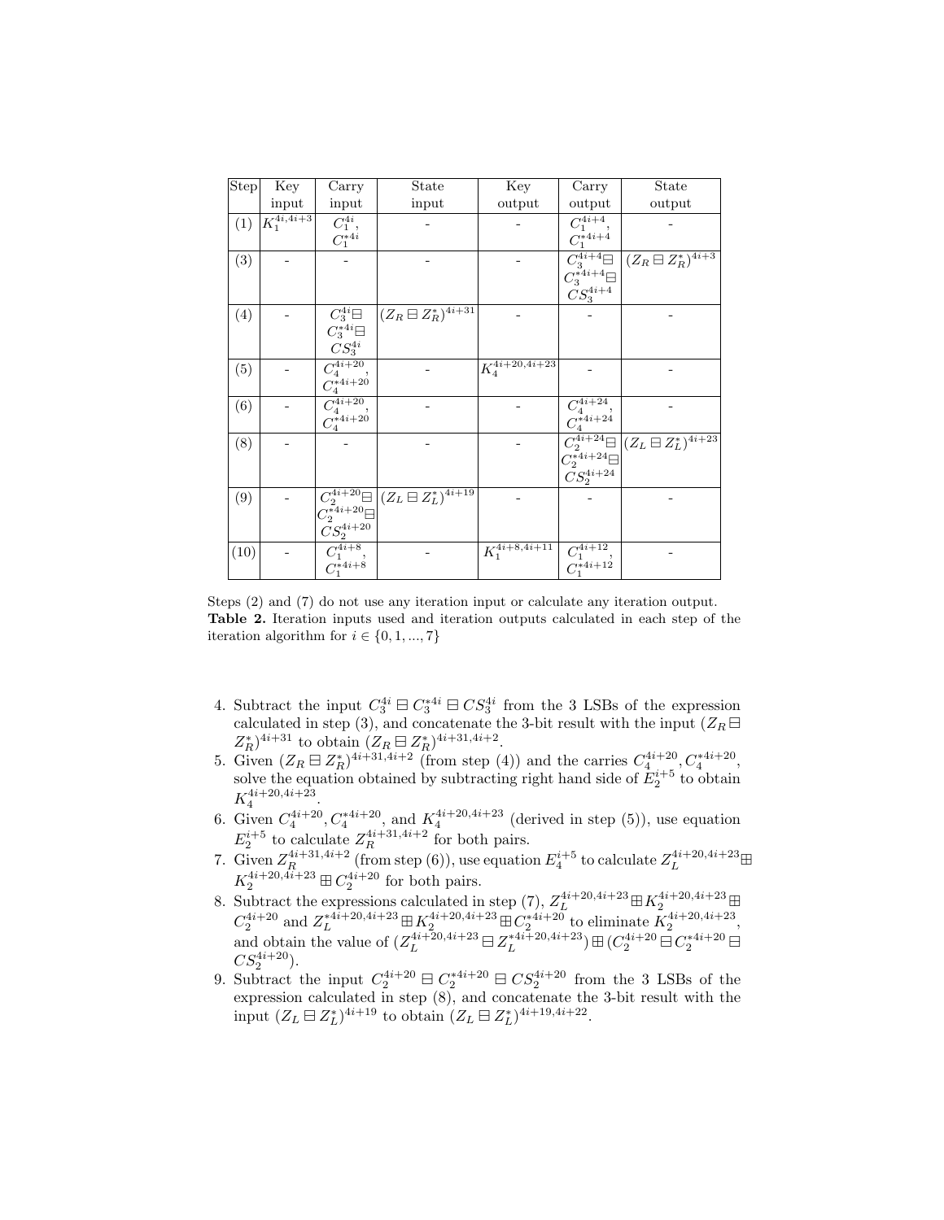| Step | Key input | Carry input | State input | Key output | Carry output | State output |
|---|---|---|---|---|---|---|
| (1) | $K_1^{4i,4i+3}$ | $C_1^{4i}$, $C_1^{*4i}$ | - | - | $C_1^{4i+4}$, $C_1^{*4i+4}$ | - |
| (3) | - | - | - | - | $C_3^{4i+4} \boxminus C_3^{*4i+4} \boxminus CS_3^{4i+4}$ | $(Z_R \boxminus Z_R^*)^{4i+3}$ |
| (4) | - | $C_3^{4i} \boxminus C_3^{*4i} \boxminus CS_3^{4i}$ | $(Z_R \boxminus Z_R^*)^{4i+31}$ | - | - | - |
| (5) | - | $C_4^{4i+20}$, $C_4^{*4i+20}$ | - | $K_4^{4i+20,4i+23}$ | - | - |
| (6) | - | $C_4^{4i+20}$, $C_4^{*4i+20}$ | - | - | $C_4^{4i+24}$, $C_4^{*4i+24}$ | - |
| (8) | - | - | - | - | $C_2^{4i+24} \boxminus C_2^{*4i+24} \boxminus CS_2^{4i+24}$ | $(Z_L \boxminus Z_L^*)^{4i+23}$ |
| (9) | - | $C_2^{4i+20} \boxminus C_2^{*4i+20} \boxminus CS_2^{4i+20}$ | $(Z_L \boxminus Z_L^*)^{4i+19}$ | - | - | - |
| (10) | - | $C_1^{4i+8}$, $C_1^{*4i+8}$ | - | $K_1^{4i+8,4i+11}$ | $C_1^{4i+12}$, $C_1^{*4i+12}$ | - |

Steps (2) and (7) do not use any iteration input or calculate any iteration output.
**Table 2.** Iteration inputs used and iteration outputs calculated in each step of the iteration algorithm for $i \in \{0, 1, ..., 7\}$

4. Subtract the input $C_3^{4i} \boxminus C_3^{*4i} \boxminus CS_3^{4i}$ from the 3 LSBs of the expression calculated in step (3), and concatenate the 3-bit result with the input $(Z_R \boxminus Z_R^*)^{4i+31}$ to obtain $(Z_R \boxminus Z_R^*)^{4i+31,4i+2}$.
5. Given $(Z_R \boxminus Z_R^*)^{4i+31,4i+2}$ (from step (4)) and the carries $C_4^{4i+20}, C_4^{*4i+20}$, solve the equation obtained by subtracting right hand side of $E_2^{i+5}$ to obtain $K_4^{4i+20,4i+23}$.
6. Given $C_4^{4i+20}, C_4^{*4i+20}$, and $K_4^{4i+20,4i+23}$ (derived in step (5)), use equation $E_2^{i+5}$ to calculate $Z_R^{4i+31,4i+2}$ for both pairs.
7. Given $Z_R^{4i+31,4i+2}$ (from step (6)), use equation $E_4^{i+5}$ to calculate $Z_L^{4i+20,4i+23} \boxplus K_2^{4i+20,4i+23} \boxplus C_2^{4i+20}$ for both pairs.
8. Subtract the expressions calculated in step (7), $Z_L^{4i+20,4i+23} \boxplus K_2^{4i+20,4i+23} \boxplus C_2^{4i+20}$ and $Z_L^{*4i+20,4i+23} \boxplus K_2^{4i+20,4i+23} \boxplus C_2^{*4i+20}$ to eliminate $K_2^{4i+20,4i+23}$, and obtain the value of $(Z_L^{4i+20,4i+23} \boxminus Z_L^{*4i+20,4i+23}) \boxplus (C_2^{4i+20} \boxminus C_2^{*4i+20} \boxminus CS_2^{4i+20})$.
9. Subtract the input $C_2^{4i+20} \boxminus C_2^{*4i+20} \boxminus CS_2^{4i+20}$ from the 3 LSBs of the expression calculated in step (8), and concatenate the 3-bit result with the input $(Z_L \boxminus Z_L^*)^{4i+19}$ to obtain $(Z_L \boxminus Z_L^*)^{4i+19,4i+22}$.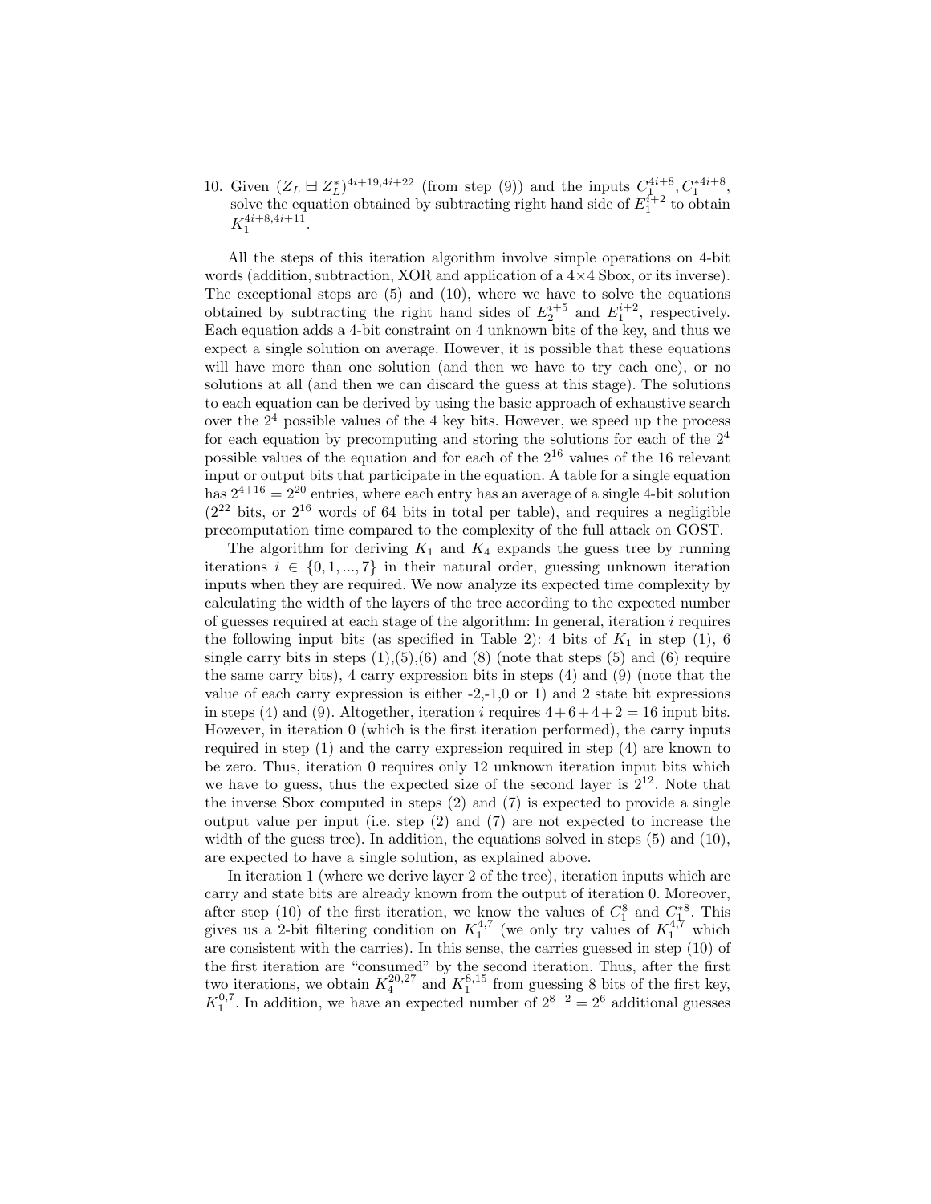10. Given $(Z_L \boxminus Z_L^*)^{4i+19,4i+22}$ (from step (9)) and the inputs $C_1^{4i+8}, C_1^{*4i+8}$, solve the equation obtained by subtracting right hand side of $E_1^{i+2}$ to obtain $K_1^{4i+8,4i+11}$.

All the steps of this iteration algorithm involve simple operations on 4-bit words (addition, subtraction, XOR and application of a 4×4 Sbox, or its inverse). The exceptional steps are (5) and (10), where we have to solve the equations obtained by subtracting the right hand sides of $E_2^{i+5}$ and $E_1^{i+2}$, respectively. Each equation adds a 4-bit constraint on 4 unknown bits of the key, and thus we expect a single solution on average. However, it is possible that these equations will have more than one solution (and then we have to try each one), or no solutions at all (and then we can discard the guess at this stage). The solutions to each equation can be derived by using the basic approach of exhaustive search over the $2^4$ possible values of the 4 key bits. However, we speed up the process for each equation by precomputing and storing the solutions for each of the $2^4$ possible values of the equation and for each of the $2^{16}$ values of the 16 relevant input or output bits that participate in the equation. A table for a single equation has $2^{4+16} = 2^{20}$ entries, where each entry has an average of a single 4-bit solution ($2^{22}$ bits, or $2^{16}$ words of 64 bits in total per table), and requires a negligible precomputation time compared to the complexity of the full attack on GOST.

The algorithm for deriving $K_1$ and $K_4$ expands the guess tree by running iterations $i \in \{0, 1, ..., 7\}$ in their natural order, guessing unknown iteration inputs when they are required. We now analyze its expected time complexity by calculating the width of the layers of the tree according to the expected number of guesses required at each stage of the algorithm: In general, iteration $i$ requires the following input bits (as specified in Table 2): 4 bits of $K_1$ in step (1), 6 single carry bits in steps (1),(5),(6) and (8) (note that steps (5) and (6) require the same carry bits), 4 carry expression bits in steps (4) and (9) (note that the value of each carry expression is either -2,-1,0 or 1) and 2 state bit expressions in steps (4) and (9). Altogether, iteration $i$ requires $4+6+4+2 = 16$ input bits. However, in iteration 0 (which is the first iteration performed), the carry inputs required in step (1) and the carry expression required in step (4) are known to be zero. Thus, iteration 0 requires only 12 unknown iteration input bits which we have to guess, thus the expected size of the second layer is $2^{12}$. Note that the inverse Sbox computed in steps (2) and (7) is expected to provide a single output value per input (i.e. step (2) and (7) are not expected to increase the width of the guess tree). In addition, the equations solved in steps (5) and (10), are expected to have a single solution, as explained above.

In iteration 1 (where we derive layer 2 of the tree), iteration inputs which are carry and state bits are already known from the output of iteration 0. Moreover, after step (10) of the first iteration, we know the values of $C_1^8$ and $C_1^{*8}$. This gives us a 2-bit filtering condition on $K_1^{4,7}$ (we only try values of $K_1^{4,7}$ which are consistent with the carries). In this sense, the carries guessed in step (10) of the first iteration are "consumed" by the second iteration. Thus, after the first two iterations, we obtain $K_4^{20,27}$ and $K_1^{8,15}$ from guessing 8 bits of the first key, $K_1^{0,7}$. In addition, we have an expected number of $2^{8-2} = 2^6$ additional guesses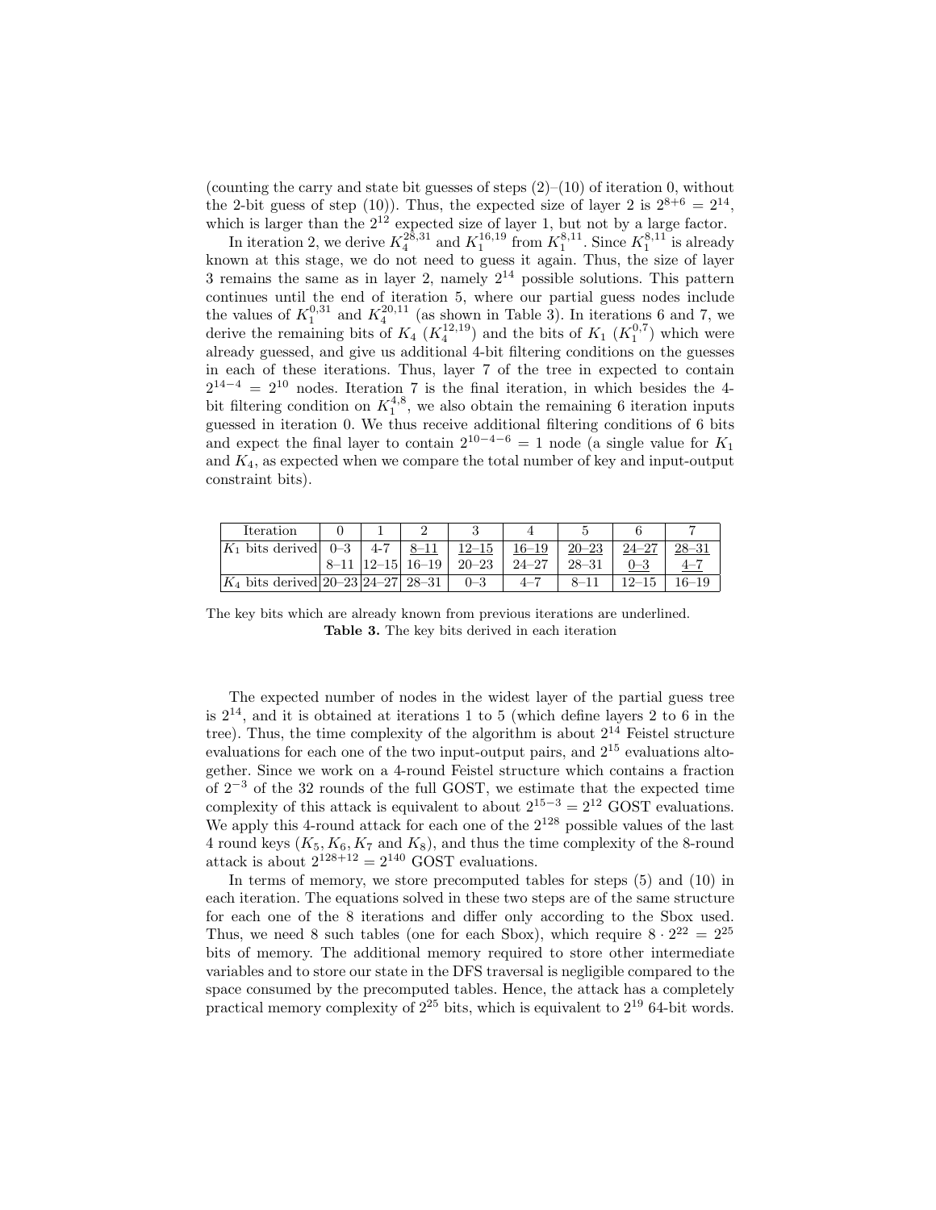(counting the carry and state bit guesses of steps (2)–(10) of iteration 0, without the 2-bit guess of step (10)). Thus, the expected size of layer 2 is $2^{8+6} = 2^{14}$, which is larger than the $2^{12}$ expected size of layer 1, but not by a large factor.

In iteration 2, we derive $K_4^{28,31}$ and $K_1^{16,19}$ from $K_1^{8,11}$. Since $K_1^{8,11}$ is already known at this stage, we do not need to guess it again. Thus, the size of layer 3 remains the same as in layer 2, namely $2^{14}$ possible solutions. This pattern continues until the end of iteration 5, where our partial guess nodes include the values of $K_1^{0,31}$ and $K_4^{20,11}$ (as shown in Table 3). In iterations 6 and 7, we derive the remaining bits of $K_4$ ($K_4^{12,19}$) and the bits of $K_1$ ($K_1^{0,7}$) which were already guessed, and give us additional 4-bit filtering conditions on the guesses in each of these iterations. Thus, layer 7 of the tree in expected to contain $2^{14-4} = 2^{10}$ nodes. Iteration 7 is the final iteration, in which besides the 4-bit filtering condition on $K_1^{4,8}$, we also obtain the remaining 6 iteration inputs guessed in iteration 0. We thus receive additional filtering conditions of 6 bits and expect the final layer to contain $2^{10-4-6} = 1$ node (a single value for $K_1$ and $K_4$, as expected when we compare the total number of key and input-output constraint bits).

| Iteration | 0 | 1 | 2 | 3 | 4 | 5 | 6 | 7 |
|---|---|---|---|---|---|---|---|---|
| $K_1$ bits derived | 0–3 | 4-7 | <u>8–11</u> | <u>12–15</u> | <u>16–19</u> | <u>20–23</u> | <u>24–27</u> | <u>28–31</u> |
| | 8–11 | 12–15 | 16–19 | 20–23 | 24–27 | 28–31 | <u>0–3</u> | <u>4–7</u> |
| $K_4$ bits derived | 20–23 | 24–27 | 28–31 | 0–3 | 4–7 | 8–11 | 12–15 | 16–19 |

The key bits which are already known from previous iterations are underlined.

**Table 3.** The key bits derived in each iteration

The expected number of nodes in the widest layer of the partial guess tree is $2^{14}$, and it is obtained at iterations 1 to 5 (which define layers 2 to 6 in the tree). Thus, the time complexity of the algorithm is about $2^{14}$ Feistel structure evaluations for each one of the two input-output pairs, and $2^{15}$ evaluations altogether. Since we work on a 4-round Feistel structure which contains a fraction of $2^{-3}$ of the 32 rounds of the full GOST, we estimate that the expected time complexity of this attack is equivalent to about $2^{15-3} = 2^{12}$ GOST evaluations. We apply this 4-round attack for each one of the $2^{128}$ possible values of the last 4 round keys ($K_5, K_6, K_7$ and $K_8$), and thus the time complexity of the 8-round attack is about $2^{128+12} = 2^{140}$ GOST evaluations.

In terms of memory, we store precomputed tables for steps (5) and (10) in each iteration. The equations solved in these two steps are of the same structure for each one of the 8 iterations and differ only according to the Sbox used. Thus, we need 8 such tables (one for each Sbox), which require $8 \cdot 2^{22} = 2^{25}$ bits of memory. The additional memory required to store other intermediate variables and to store our state in the DFS traversal is negligible compared to the space consumed by the precomputed tables. Hence, the attack has a completely practical memory complexity of $2^{25}$ bits, which is equivalent to $2^{19}$ 64-bit words.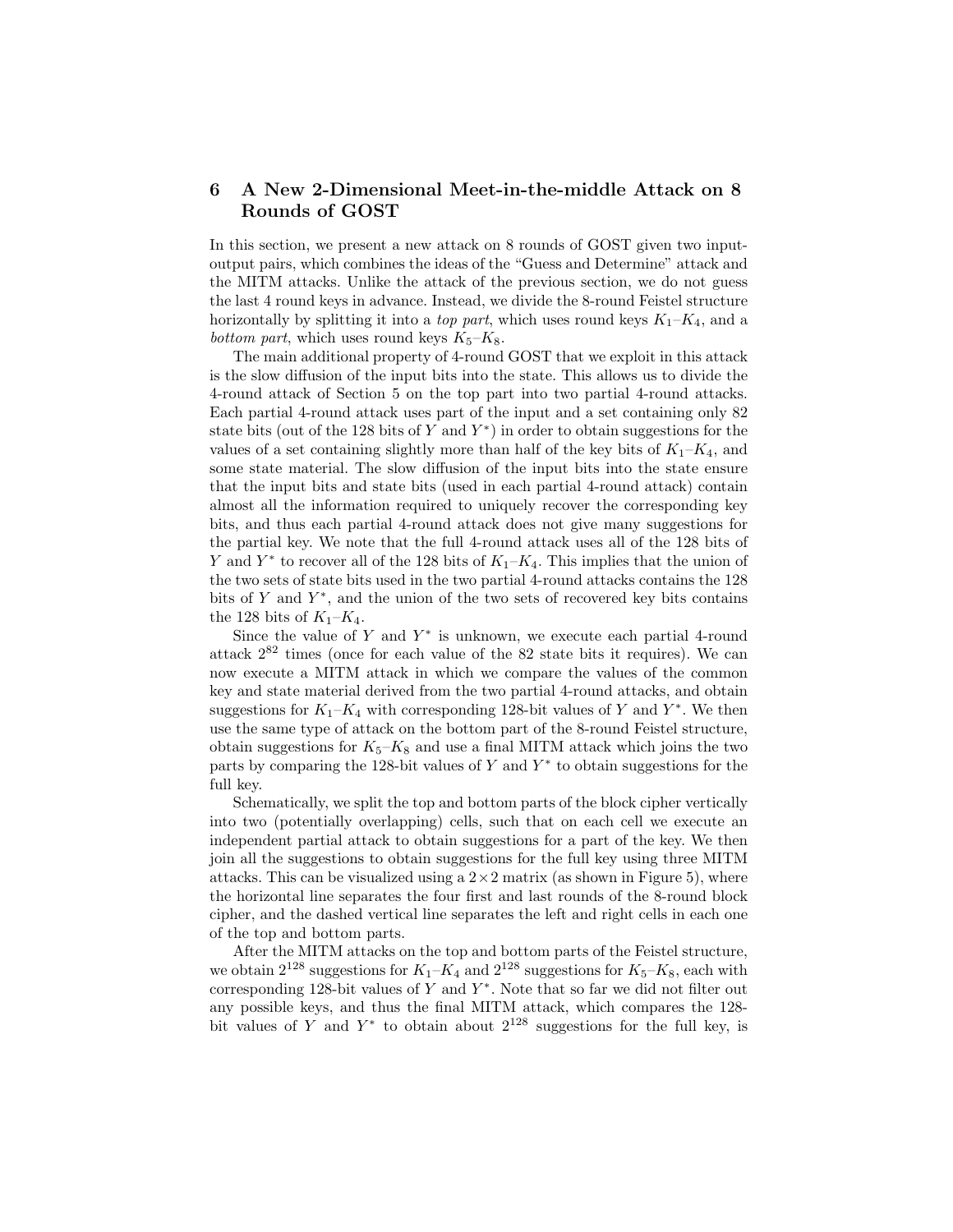## 6 A New 2-Dimensional Meet-in-the-middle Attack on 8 Rounds of GOST

In this section, we present a new attack on 8 rounds of GOST given two input-output pairs, which combines the ideas of the "Guess and Determine" attack and the MITM attacks. Unlike the attack of the previous section, we do not guess the last 4 round keys in advance. Instead, we divide the 8-round Feistel structure horizontally by splitting it into a *top part*, which uses round keys $K_1$–$K_4$, and a *bottom part*, which uses round keys $K_5$–$K_8$.

The main additional property of 4-round GOST that we exploit in this attack is the slow diffusion of the input bits into the state. This allows us to divide the 4-round attack of Section 5 on the top part into two partial 4-round attacks. Each partial 4-round attack uses part of the input and a set containing only 82 state bits (out of the 128 bits of $Y$ and $Y^*$) in order to obtain suggestions for the values of a set containing slightly more than half of the key bits of $K_1$–$K_4$, and some state material. The slow diffusion of the input bits into the state ensure that the input bits and state bits (used in each partial 4-round attack) contain almost all the information required to uniquely recover the corresponding key bits, and thus each partial 4-round attack does not give many suggestions for the partial key. We note that the full 4-round attack uses all of the 128 bits of $Y$ and $Y^*$ to recover all of the 128 bits of $K_1$–$K_4$. This implies that the union of the two sets of state bits used in the two partial 4-round attacks contains the 128 bits of $Y$ and $Y^*$, and the union of the two sets of recovered key bits contains the 128 bits of $K_1$–$K_4$.

Since the value of $Y$ and $Y^*$ is unknown, we execute each partial 4-round attack $2^{82}$ times (once for each value of the 82 state bits it requires). We can now execute a MITM attack in which we compare the values of the common key and state material derived from the two partial 4-round attacks, and obtain suggestions for $K_1$–$K_4$ with corresponding 128-bit values of $Y$ and $Y^*$. We then use the same type of attack on the bottom part of the 8-round Feistel structure, obtain suggestions for $K_5$–$K_8$ and use a final MITM attack which joins the two parts by comparing the 128-bit values of $Y$ and $Y^*$ to obtain suggestions for the full key.

Schematically, we split the top and bottom parts of the block cipher vertically into two (potentially overlapping) cells, such that on each cell we execute an independent partial attack to obtain suggestions for a part of the key. We then join all the suggestions to obtain suggestions for the full key using three MITM attacks. This can be visualized using a $2 \times 2$ matrix (as shown in Figure 5), where the horizontal line separates the four first and last rounds of the 8-round block cipher, and the dashed vertical line separates the left and right cells in each one of the top and bottom parts.

After the MITM attacks on the top and bottom parts of the Feistel structure, we obtain $2^{128}$ suggestions for $K_1$–$K_4$ and $2^{128}$ suggestions for $K_5$–$K_8$, each with corresponding 128-bit values of $Y$ and $Y^*$. Note that so far we did not filter out any possible keys, and thus the final MITM attack, which compares the 128-bit values of $Y$ and $Y^*$ to obtain about $2^{128}$ suggestions for the full key, is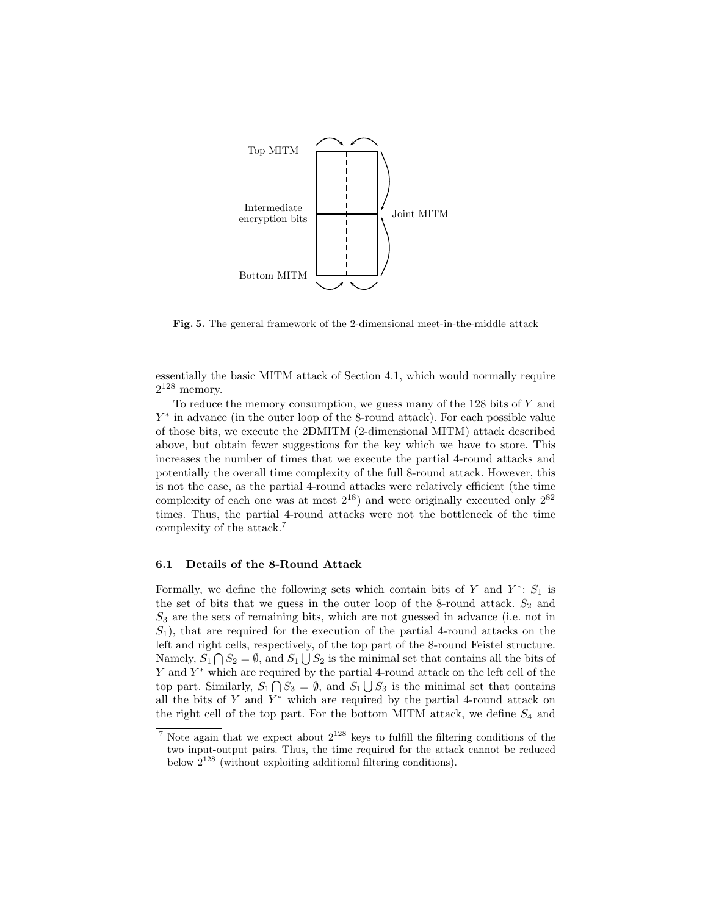Top MITM

Intermediate encryption bits

Joint MITM

Bottom MITM

**Fig. 5.** The general framework of the 2-dimensional meet-in-the-middle attack

essentially the basic MITM attack of Section 4.1, which would normally require $2^{128}$ memory.

To reduce the memory consumption, we guess many of the 128 bits of $Y$ and $Y^*$ in advance (in the outer loop of the 8-round attack). For each possible value of those bits, we execute the 2DMITM (2-dimensional MITM) attack described above, but obtain fewer suggestions for the key which we have to store. This increases the number of times that we execute the partial 4-round attacks and potentially the overall time complexity of the full 8-round attack. However, this is not the case, as the partial 4-round attacks were relatively efficient (the time complexity of each one was at most $2^{18}$) and were originally executed only $2^{82}$ times. Thus, the partial 4-round attacks were not the bottleneck of the time complexity of the attack.[7]

### 6.1 Details of the 8-Round Attack

Formally, we define the following sets which contain bits of $Y$ and $Y^*$: $S_1$ is the set of bits that we guess in the outer loop of the 8-round attack. $S_2$ and $S_3$ are the sets of remaining bits, which are not guessed in advance (i.e. not in $S_1$), that are required for the execution of the partial 4-round attacks on the left and right cells, respectively, of the top part of the 8-round Feistel structure. Namely, $S_1 \bigcap S_2 = \emptyset$, and $S_1 \bigcup S_2$ is the minimal set that contains all the bits of $Y$ and $Y^*$ which are required by the partial 4-round attack on the left cell of the top part. Similarly, $S_1 \bigcap S_3 = \emptyset$, and $S_1 \bigcup S_3$ is the minimal set that contains all the bits of $Y$ and $Y^*$ which are required by the partial 4-round attack on the right cell of the top part. For the bottom MITM attack, we define $S_4$ and

[7] Note again that we expect about $2^{128}$ keys to fulfill the filtering conditions of the two input-output pairs. Thus, the time required for the attack cannot be reduced below $2^{128}$ (without exploiting additional filtering conditions).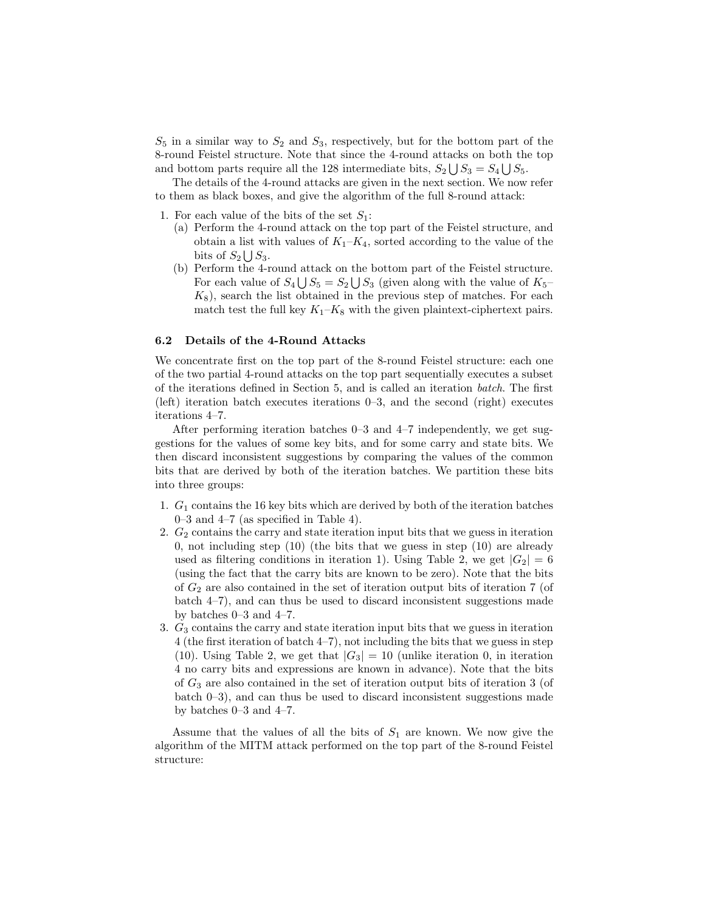$S_5$ in a similar way to $S_2$ and $S_3$, respectively, but for the bottom part of the 8-round Feistel structure. Note that since the 4-round attacks on both the top and bottom parts require all the 128 intermediate bits, $S_2 \bigcup S_3 = S_4 \bigcup S_5$.

The details of the 4-round attacks are given in the next section. We now refer to them as black boxes, and give the algorithm of the full 8-round attack:

1. For each value of the bits of the set $S_1$:
   (a) Perform the 4-round attack on the top part of the Feistel structure, and obtain a list with values of $K_1$–$K_4$, sorted according to the value of the bits of $S_2 \bigcup S_3$.
   (b) Perform the 4-round attack on the bottom part of the Feistel structure. For each value of $S_4 \bigcup S_5 = S_2 \bigcup S_3$ (given along with the value of $K_5$–$K_8$), search the list obtained in the previous step of matches. For each match test the full key $K_1$–$K_8$ with the given plaintext-ciphertext pairs.

### 6.2 Details of the 4-Round Attacks

We concentrate first on the top part of the 8-round Feistel structure: each one of the two partial 4-round attacks on the top part sequentially executes a subset of the iterations defined in Section 5, and is called an iteration *batch*. The first (left) iteration batch executes iterations 0–3, and the second (right) executes iterations 4–7.

After performing iteration batches 0–3 and 4–7 independently, we get suggestions for the values of some key bits, and for some carry and state bits. We then discard inconsistent suggestions by comparing the values of the common bits that are derived by both of the iteration batches. We partition these bits into three groups:

1. $G_1$ contains the 16 key bits which are derived by both of the iteration batches 0–3 and 4–7 (as specified in Table 4).
2. $G_2$ contains the carry and state iteration input bits that we guess in iteration 0, not including step (10) (the bits that we guess in step (10) are already used as filtering conditions in iteration 1). Using Table 2, we get $|G_2| = 6$ (using the fact that the carry bits are known to be zero). Note that the bits of $G_2$ are also contained in the set of iteration output bits of iteration 7 (of batch 4–7), and can thus be used to discard inconsistent suggestions made by batches 0–3 and 4–7.
3. $G_3$ contains the carry and state iteration input bits that we guess in iteration 4 (the first iteration of batch 4–7), not including the bits that we guess in step (10). Using Table 2, we get that $|G_3| = 10$ (unlike iteration 0, in iteration 4 no carry bits and expressions are known in advance). Note that the bits of $G_3$ are also contained in the set of iteration output bits of iteration 3 (of batch 0–3), and can thus be used to discard inconsistent suggestions made by batches 0–3 and 4–7.

Assume that the values of all the bits of $S_1$ are known. We now give the algorithm of the MITM attack performed on the top part of the 8-round Feistel structure: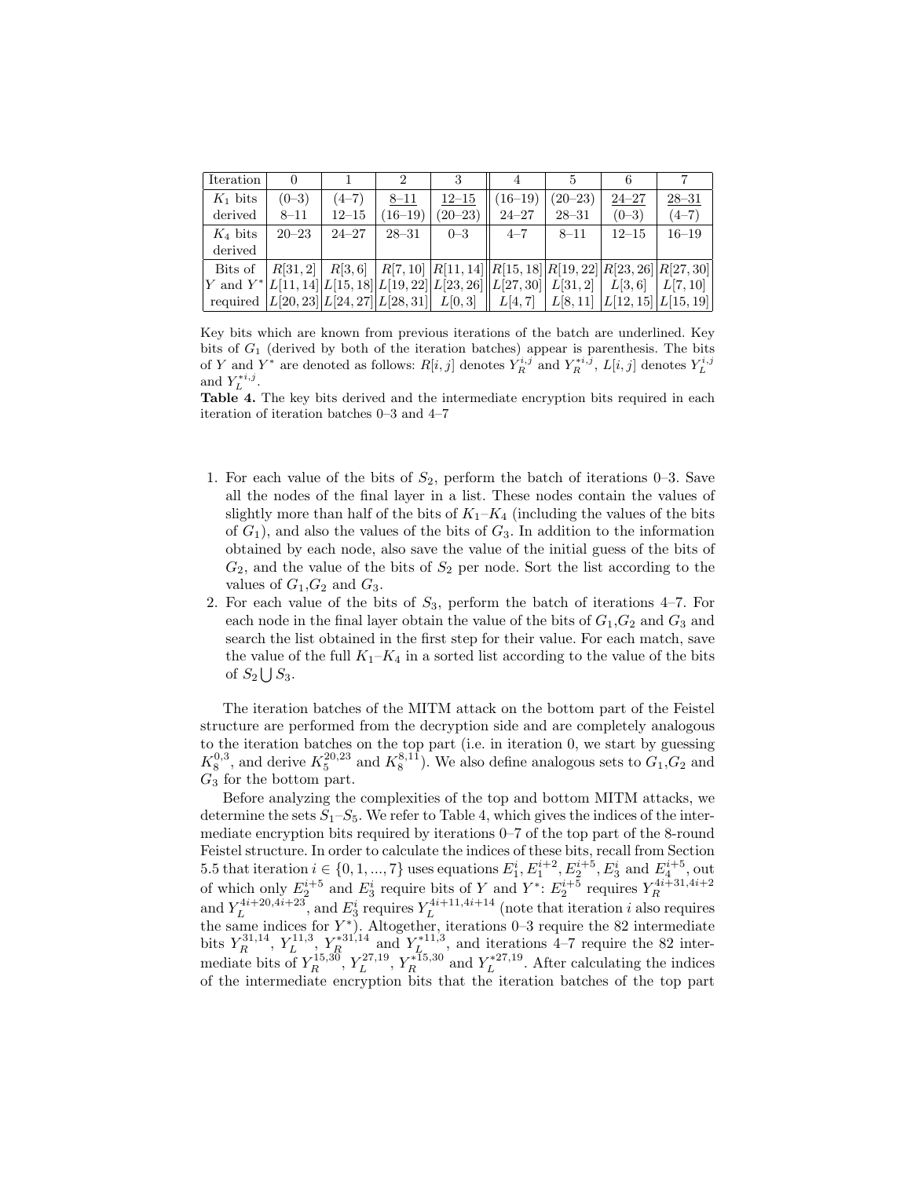| Iteration | 0 | 1 | 2 | 3 | 4 | 5 | 6 | 7 |
|---|---|---|---|---|---|---|---|---|
| $K_1$ bits derived | (0–3) 8–11 | (4–7) 12–15 | <u>8–11</u> (16–19) | <u>12–15</u> (20–23) | (16–19) 24–27 | (20–23) 28–31 | <u>24–27</u> (0–3) | <u>28–31</u> (4–7) |
| $K_4$ bits derived | 20–23 | 24–27 | 28–31 | 0–3 | 4–7 | 8–11 | 12–15 | 16–19 |
| Bits of $Y$ and $Y^*$ required | $R[31,2]$ $L[11,14]$ $L[20,23]$ | $R[3,6]$ $L[15,18]$ $L[24,27]$ | $R[7,10]$ $L[19,22]$ $L[28,31]$ | $R[11,14]$ $L[23,26]$ $L[0,3]$ | $R[15,18]$ $L[27,30]$ $L[4,7]$ | $R[19,22]$ $L[31,2]$ $L[8,11]$ | $R[23,26]$ $L[3,6]$ $L[12,15]$ | $R[27,30]$ $L[7,10]$ $L[15,19]$ |

Key bits which are known from previous iterations of the batch are underlined. Key bits of $G_1$ (derived by both of the iteration batches) appear is parenthesis. The bits of $Y$ and $Y^*$ are denoted as follows: $R[i,j]$ denotes $Y_R^{i,j}$ and $Y_R^{*i,j}$, $L[i,j]$ denotes $Y_L^{i,j}$ and $Y_L^{*i,j}$.

**Table 4.** The key bits derived and the intermediate encryption bits required in each iteration of iteration batches 0–3 and 4–7

1. For each value of the bits of $S_2$, perform the batch of iterations 0–3. Save all the nodes of the final layer in a list. These nodes contain the values of slightly more than half of the bits of $K_1$–$K_4$ (including the values of the bits of $G_1$), and also the values of the bits of $G_3$. In addition to the information obtained by each node, also save the value of the initial guess of the bits of $G_2$, and the value of the bits of $S_2$ per node. Sort the list according to the values of $G_1$,$G_2$ and $G_3$.
2. For each value of the bits of $S_3$, perform the batch of iterations 4–7. For each node in the final layer obtain the value of the bits of $G_1$,$G_2$ and $G_3$ and search the list obtained in the first step for their value. For each match, save the value of the full $K_1$–$K_4$ in a sorted list according to the value of the bits of $S_2 \bigcup S_3$.

The iteration batches of the MITM attack on the bottom part of the Feistel structure are performed from the decryption side and are completely analogous to the iteration batches on the top part (i.e. in iteration 0, we start by guessing $K_8^{0,3}$, and derive $K_5^{20,23}$ and $K_8^{8,11}$). We also define analogous sets to $G_1$,$G_2$ and $G_3$ for the bottom part.

Before analyzing the complexities of the top and bottom MITM attacks, we determine the sets $S_1$–$S_5$. We refer to Table 4, which gives the indices of the intermediate encryption bits required by iterations 0–7 of the top part of the 8-round Feistel structure. In order to calculate the indices of these bits, recall from Section 5.5 that iteration $i \in \{0,1,...,7\}$ uses equations $E_1^i, E_1^{i+2}, E_2^{i+5}, E_3^i$ and $E_4^{i+5}$, out of which only $E_2^{i+5}$ and $E_3^i$ require bits of $Y$ and $Y^*$: $E_2^{i+5}$ requires $Y_R^{4i+31,4i+2}$ and $Y_L^{4i+20,4i+23}$, and $E_3^i$ requires $Y_L^{4i+11,4i+14}$ (note that iteration $i$ also requires the same indices for $Y^*$). Altogether, iterations 0–3 require the 82 intermediate bits $Y_R^{31,14}$, $Y_L^{11,3}$, $Y_R^{*31,14}$ and $Y_L^{*11,3}$, and iterations 4–7 require the 82 intermediate bits of $Y_R^{15,30}$, $Y_L^{27,19}$, $Y_R^{*15,30}$ and $Y_L^{*27,19}$. After calculating the indices of the intermediate encryption bits that the iteration batches of the top part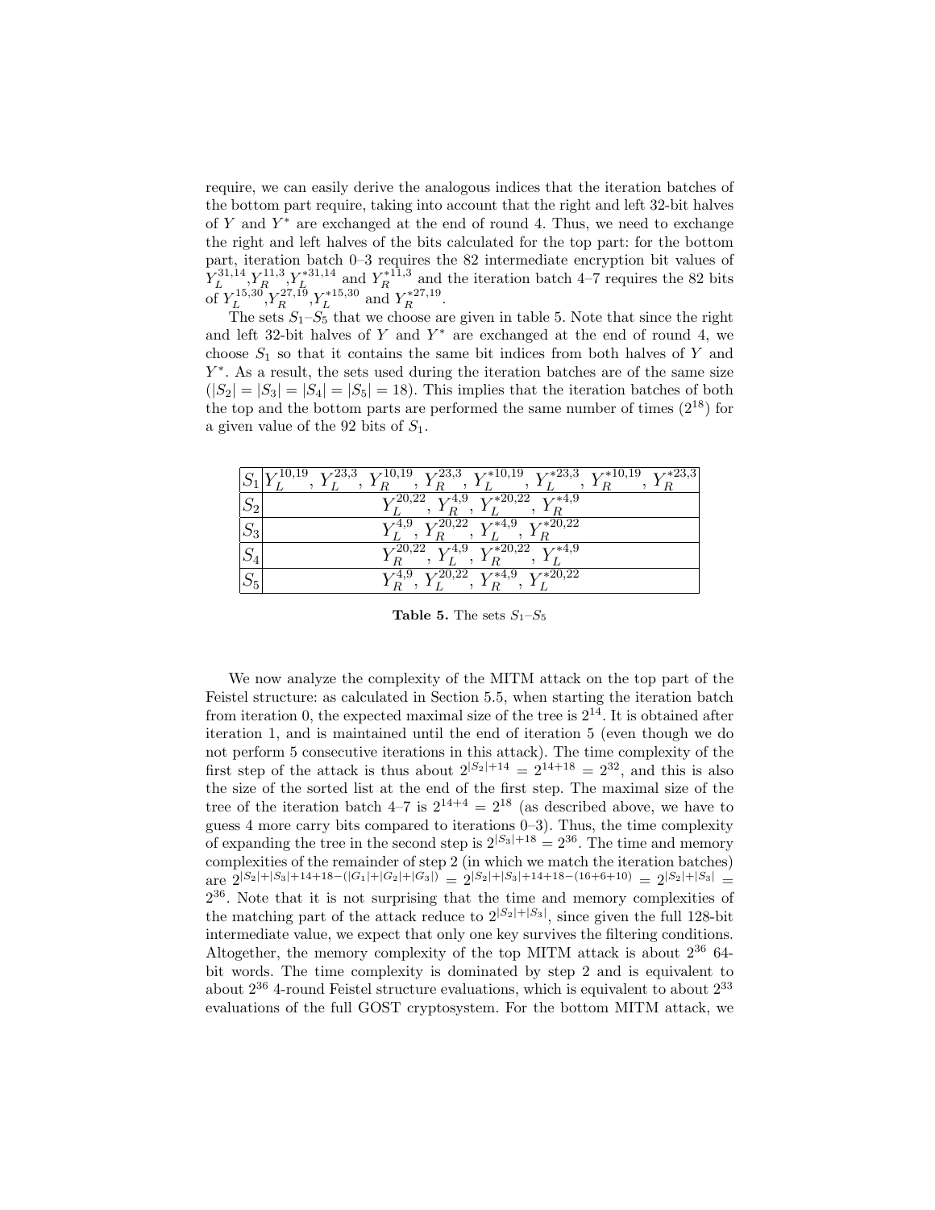require, we can easily derive the analogous indices that the iteration batches of the bottom part require, taking into account that the right and left 32-bit halves of $Y$ and $Y^*$ are exchanged at the end of round 4. Thus, we need to exchange the right and left halves of the bits calculated for the top part: for the bottom part, iteration batch 0–3 requires the 82 intermediate encryption bit values of $Y_L^{31,14}$,$Y_R^{11,3}$,$Y_L^{*31,14}$ and $Y_R^{*11,3}$ and the iteration batch 4–7 requires the 82 bits of $Y_L^{15,30}$,$Y_R^{27,19}$,$Y_L^{*15,30}$ and $Y_R^{*27,19}$.

The sets $S_1$–$S_5$ that we choose are given in table 5. Note that since the right and left 32-bit halves of $Y$ and $Y^*$ are exchanged at the end of round 4, we choose $S_1$ so that it contains the same bit indices from both halves of $Y$ and $Y^*$. As a result, the sets used during the iteration batches are of the same size ($|S_2| = |S_3| = |S_4| = |S_5| = 18$). This implies that the iteration batches of both the top and the bottom parts are performed the same number of times ($2^{18}$) for a given value of the 92 bits of $S_1$.

| | |
|---|---|
| $S_1$ | $Y_L^{10,19}$, $Y_L^{23,3}$, $Y_R^{10,19}$, $Y_R^{23,3}$, $Y_L^{*10,19}$, $Y_L^{*23,3}$, $Y_R^{*10,19}$, $Y_R^{*23,3}$ |
| $S_2$ | $Y_L^{20,22}$, $Y_R^{4,9}$, $Y_L^{*20,22}$, $Y_R^{*4,9}$ |
| $S_3$ | $Y_L^{4,9}$, $Y_R^{20,22}$, $Y_L^{*4,9}$, $Y_R^{*20,22}$ |
| $S_4$ | $Y_R^{20,22}$, $Y_L^{4,9}$, $Y_R^{*20,22}$, $Y_L^{*4,9}$ |
| $S_5$ | $Y_R^{4,9}$, $Y_L^{20,22}$, $Y_R^{*4,9}$, $Y_L^{*20,22}$ |

**Table 5.** The sets $S_1$–$S_5$

We now analyze the complexity of the MITM attack on the top part of the Feistel structure: as calculated in Section 5.5, when starting the iteration batch from iteration 0, the expected maximal size of the tree is $2^{14}$. It is obtained after iteration 1, and is maintained until the end of iteration 5 (even though we do not perform 5 consecutive iterations in this attack). The time complexity of the first step of the attack is thus about $2^{|S_2|+14} = 2^{14+18} = 2^{32}$, and this is also the size of the sorted list at the end of the first step. The maximal size of the tree of the iteration batch 4–7 is $2^{14+4} = 2^{18}$ (as described above, we have to guess 4 more carry bits compared to iterations 0–3). Thus, the time complexity of expanding the tree in the second step is $2^{|S_3|+18} = 2^{36}$. The time and memory complexities of the remainder of step 2 (in which we match the iteration batches) are $2^{|S_2|+|S_3|+14+18-(|G_1|+|G_2|+|G_3|)} = 2^{|S_2|+|S_3|+14+18-(16+6+10)} = 2^{|S_2|+|S_3|} = 2^{36}$. Note that it is not surprising that the time and memory complexities of the matching part of the attack reduce to $2^{|S_2|+|S_3|}$, since given the full 128-bit intermediate value, we expect that only one key survives the filtering conditions. Altogether, the memory complexity of the top MITM attack is about $2^{36}$ 64-bit words. The time complexity is dominated by step 2 and is equivalent to about $2^{36}$ 4-round Feistel structure evaluations, which is equivalent to about $2^{33}$ evaluations of the full GOST cryptosystem. For the bottom MITM attack, we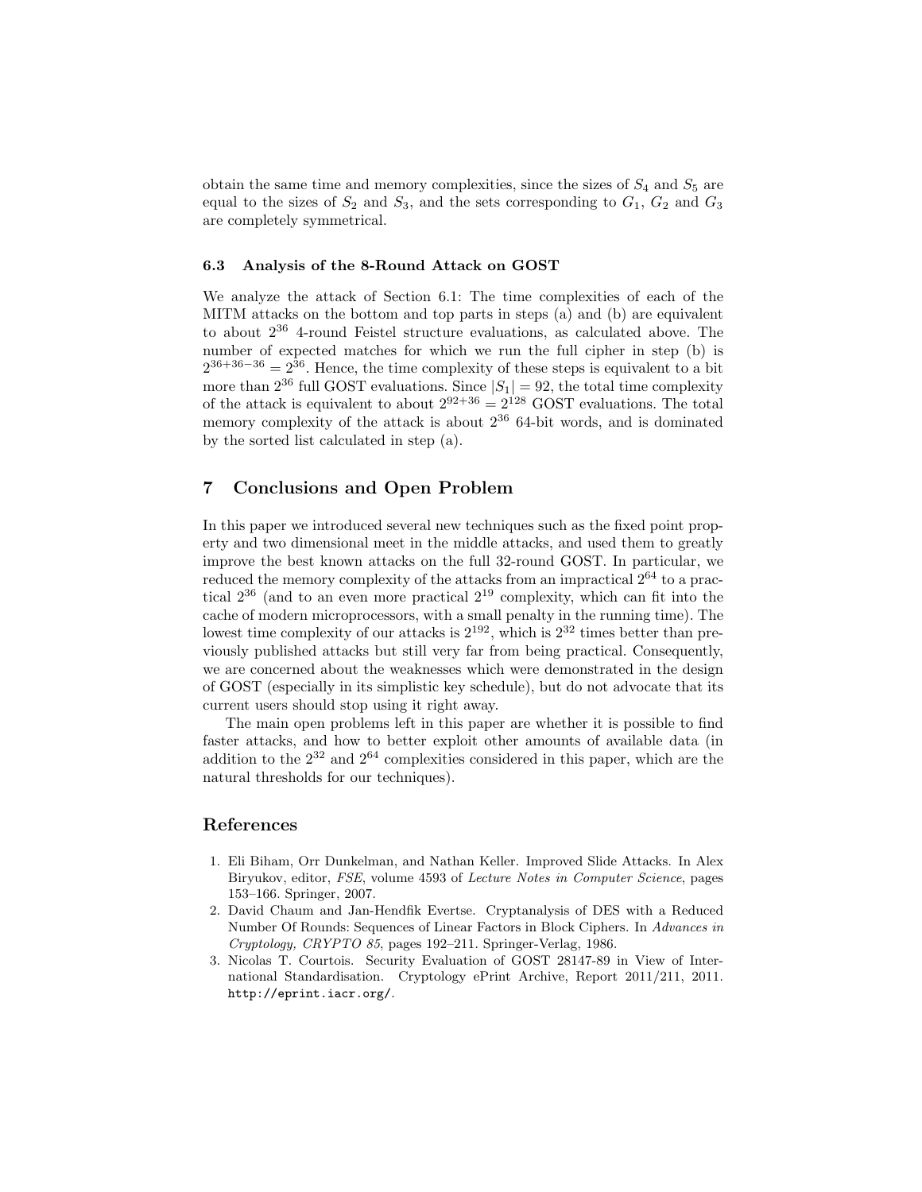obtain the same time and memory complexities, since the sizes of $S_4$ and $S_5$ are equal to the sizes of $S_2$ and $S_3$, and the sets corresponding to $G_1$, $G_2$ and $G_3$ are completely symmetrical.

### 6.3 Analysis of the 8-Round Attack on GOST

We analyze the attack of Section 6.1: The time complexities of each of the MITM attacks on the bottom and top parts in steps (a) and (b) are equivalent to about $2^{36}$ 4-round Feistel structure evaluations, as calculated above. The number of expected matches for which we run the full cipher in step (b) is $2^{36+36-36} = 2^{36}$. Hence, the time complexity of these steps is equivalent to a bit more than $2^{36}$ full GOST evaluations. Since $|S_1| = 92$, the total time complexity of the attack is equivalent to about $2^{92+36} = 2^{128}$ GOST evaluations. The total memory complexity of the attack is about $2^{36}$ 64-bit words, and is dominated by the sorted list calculated in step (a).

## 7 Conclusions and Open Problem

In this paper we introduced several new techniques such as the fixed point property and two dimensional meet in the middle attacks, and used them to greatly improve the best known attacks on the full 32-round GOST. In particular, we reduced the memory complexity of the attacks from an impractical $2^{64}$ to a practical $2^{36}$ (and to an even more practical $2^{19}$ complexity, which can fit into the cache of modern microprocessors, with a small penalty in the running time). The lowest time complexity of our attacks is $2^{192}$, which is $2^{32}$ times better than previously published attacks but still very far from being practical. Consequently, we are concerned about the weaknesses which were demonstrated in the design of GOST (especially in its simplistic key schedule), but do not advocate that its current users should stop using it right away.

The main open problems left in this paper are whether it is possible to find faster attacks, and how to better exploit other amounts of available data (in addition to the $2^{32}$ and $2^{64}$ complexities considered in this paper, which are the natural thresholds for our techniques).

## References

1. Eli Biham, Orr Dunkelman, and Nathan Keller. Improved Slide Attacks. In Alex Biryukov, editor, *FSE*, volume 4593 of *Lecture Notes in Computer Science*, pages 153–166. Springer, 2007.
2. David Chaum and Jan-Hendfik Evertse. Cryptanalysis of DES with a Reduced Number Of Rounds: Sequences of Linear Factors in Block Ciphers. In *Advances in Cryptology, CRYPTO 85*, pages 192–211. Springer-Verlag, 1986.
3. Nicolas T. Courtois. Security Evaluation of GOST 28147-89 in View of International Standardisation. Cryptology ePrint Archive, Report 2011/211, 2011. http://eprint.iacr.org/.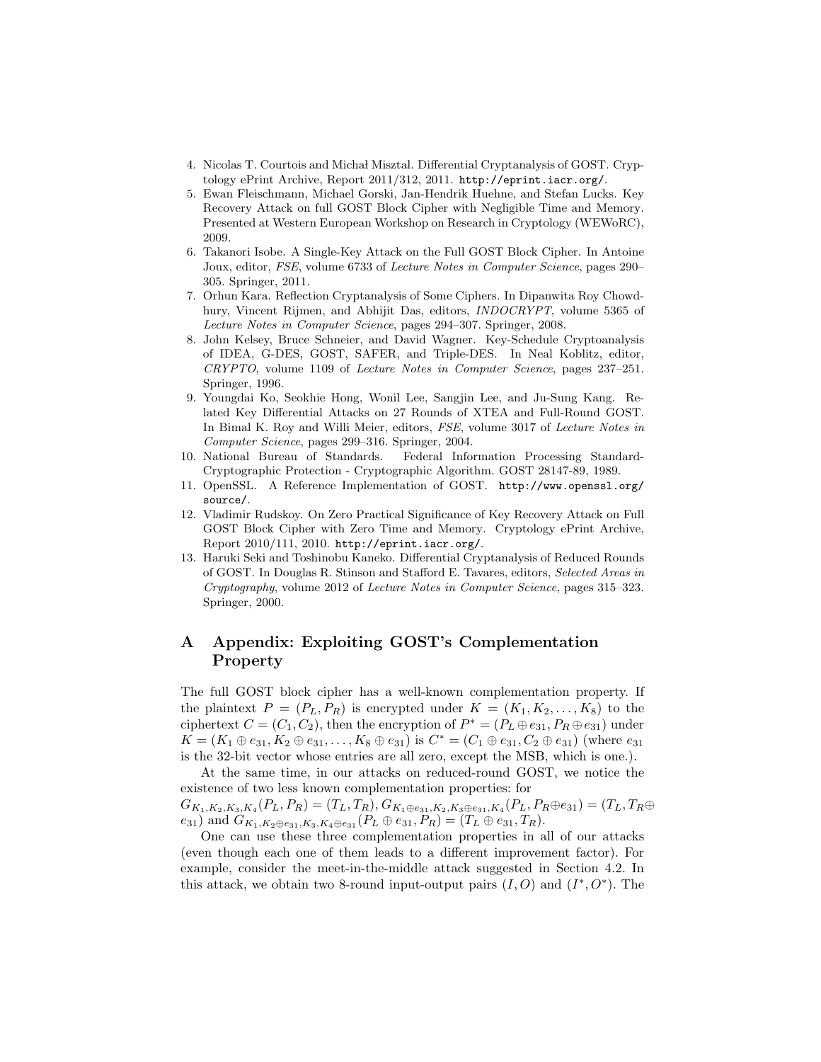4. Nicolas T. Courtois and Michał Misztal. Differential Cryptanalysis of GOST. Cryptology ePrint Archive, Report 2011/312, 2011. http://eprint.iacr.org/.
5. Ewan Fleischmann, Michael Gorski, Jan-Hendrik Huehne, and Stefan Lucks. Key Recovery Attack on full GOST Block Cipher with Negligible Time and Memory. Presented at Western European Workshop on Research in Cryptology (WEWoRC), 2009.
6. Takanori Isobe. A Single-Key Attack on the Full GOST Block Cipher. In Antoine Joux, editor, *FSE*, volume 6733 of *Lecture Notes in Computer Science*, pages 290–305. Springer, 2011.
7. Orhun Kara. Reflection Cryptanalysis of Some Ciphers. In Dipanwita Roy Chowdhury, Vincent Rijmen, and Abhijit Das, editors, *INDOCRYPT*, volume 5365 of *Lecture Notes in Computer Science*, pages 294–307. Springer, 2008.
8. John Kelsey, Bruce Schneier, and David Wagner. Key-Schedule Cryptoanalysis of IDEA, G-DES, GOST, SAFER, and Triple-DES. In Neal Koblitz, editor, *CRYPTO*, volume 1109 of *Lecture Notes in Computer Science*, pages 237–251. Springer, 1996.
9. Youngdai Ko, Seokhie Hong, Wonil Lee, Sangjin Lee, and Ju-Sung Kang. Related Key Differential Attacks on 27 Rounds of XTEA and Full-Round GOST. In Bimal K. Roy and Willi Meier, editors, *FSE*, volume 3017 of *Lecture Notes in Computer Science*, pages 299–316. Springer, 2004.
10. National Bureau of Standards. Federal Information Processing Standard-Cryptographic Protection - Cryptographic Algorithm. GOST 28147-89, 1989.
11. OpenSSL. A Reference Implementation of GOST. http://www.openssl.org/source/.
12. Vladimir Rudskoy. On Zero Practical Significance of Key Recovery Attack on Full GOST Block Cipher with Zero Time and Memory. Cryptology ePrint Archive, Report 2010/111, 2010. http://eprint.iacr.org/.
13. Haruki Seki and Toshinobu Kaneko. Differential Cryptanalysis of Reduced Rounds of GOST. In Douglas R. Stinson and Stafford E. Tavares, editors, *Selected Areas in Cryptography*, volume 2012 of *Lecture Notes in Computer Science*, pages 315–323. Springer, 2000.

# A Appendix: Exploiting GOST's Complementation Property

The full GOST block cipher has a well-known complementation property. If the plaintext $P = (P_L, P_R)$ is encrypted under $K = (K_1, K_2, \ldots, K_8)$ to the ciphertext $C = (C_1, C_2)$, then the encryption of $P^* = (P_L \oplus e_{31}, P_R \oplus e_{31})$ under $K = (K_1 \oplus e_{31}, K_2 \oplus e_{31}, \ldots, K_8 \oplus e_{31})$ is $C^* = (C_1 \oplus e_{31}, C_2 \oplus e_{31})$ (where $e_{31}$ is the 32-bit vector whose entries are all zero, except the MSB, which is one.).

At the same time, in our attacks on reduced-round GOST, we notice the existence of two less known complementation properties: for $G_{K_1,K_2,K_3,K_4}(P_L, P_R) = (T_L, T_R)$, $G_{K_1 \oplus e_{31},K_2,K_3 \oplus e_{31},K_4}(P_L, P_R \oplus e_{31}) = (T_L, T_R \oplus e_{31})$ and $G_{K_1,K_2 \oplus e_{31},K_3,K_4 \oplus e_{31}}(P_L \oplus e_{31}, P_R) = (T_L \oplus e_{31}, T_R)$.

One can use these three complementation properties in all of our attacks (even though each one of them leads to a different improvement factor). For example, consider the meet-in-the-middle attack suggested in Section 4.2. In this attack, we obtain two 8-round input-output pairs $(I, O)$ and $(I^*, O^*)$. The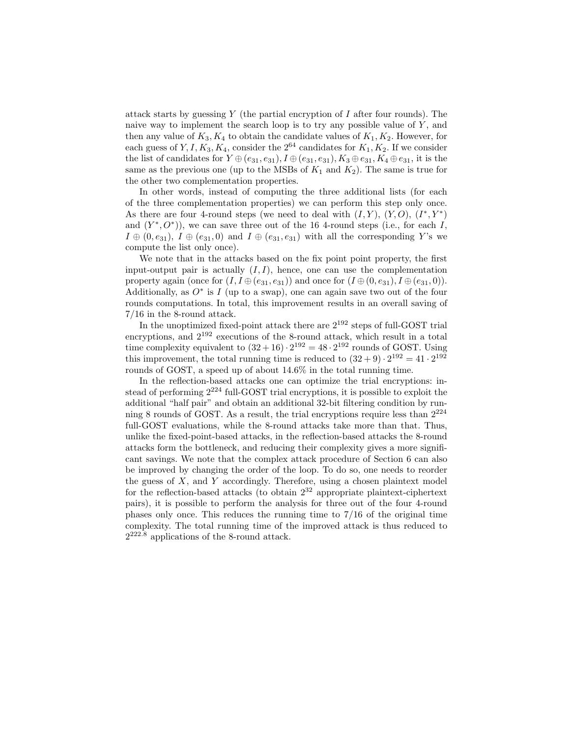attack starts by guessing $Y$ (the partial encryption of $I$ after four rounds). The naive way to implement the search loop is to try any possible value of $Y$, and then any value of $K_3, K_4$ to obtain the candidate values of $K_1, K_2$. However, for each guess of $Y, I, K_3, K_4$, consider the $2^{64}$ candidates for $K_1, K_2$. If we consider the list of candidates for $Y \oplus (e_{31}, e_{31}), I \oplus (e_{31}, e_{31}), K_3 \oplus e_{31}, K_4 \oplus e_{31}$, it is the same as the previous one (up to the MSBs of $K_1$ and $K_2$). The same is true for the other two complementation properties.

In other words, instead of computing the three additional lists (for each of the three complementation properties) we can perform this step only once. As there are four 4-round steps (we need to deal with $(I, Y)$, $(Y, O)$, $(I^*, Y^*)$ and $(Y^*, O^*)$), we can save three out of the 16 4-round steps (i.e., for each $I$, $I \oplus (0, e_{31})$, $I \oplus (e_{31}, 0)$ and $I \oplus (e_{31}, e_{31})$ with all the corresponding $Y$'s we compute the list only once).

We note that in the attacks based on the fix point point property, the first input-output pair is actually $(I, I)$, hence, one can use the complementation property again (once for $(I, I \oplus (e_{31}, e_{31}))$ and once for $(I \oplus (0, e_{31}), I \oplus (e_{31}, 0))$. Additionally, as $O^*$ is $I$ (up to a swap), one can again save two out of the four rounds computations. In total, this improvement results in an overall saving of 7/16 in the 8-round attack.

In the unoptimized fixed-point attack there are $2^{192}$ steps of full-GOST trial encryptions, and $2^{192}$ executions of the 8-round attack, which result in a total time complexity equivalent to $(32 + 16) \cdot 2^{192} = 48 \cdot 2^{192}$ rounds of GOST. Using this improvement, the total running time is reduced to $(32 + 9) \cdot 2^{192} = 41 \cdot 2^{192}$ rounds of GOST, a speed up of about 14.6% in the total running time.

In the reflection-based attacks one can optimize the trial encryptions: instead of performing $2^{224}$ full-GOST trial encryptions, it is possible to exploit the additional "half pair" and obtain an additional 32-bit filtering condition by running 8 rounds of GOST. As a result, the trial encryptions require less than $2^{224}$ full-GOST evaluations, while the 8-round attacks take more than that. Thus, unlike the fixed-point-based attacks, in the reflection-based attacks the 8-round attacks form the bottleneck, and reducing their complexity gives a more significant savings. We note that the complex attack procedure of Section 6 can also be improved by changing the order of the loop. To do so, one needs to reorder the guess of $X$, and $Y$ accordingly. Therefore, using a chosen plaintext model for the reflection-based attacks (to obtain $2^{32}$ appropriate plaintext-ciphertext pairs), it is possible to perform the analysis for three out of the four 4-round phases only once. This reduces the running time to 7/16 of the original time complexity. The total running time of the improved attack is thus reduced to $2^{222.8}$ applications of the 8-round attack.